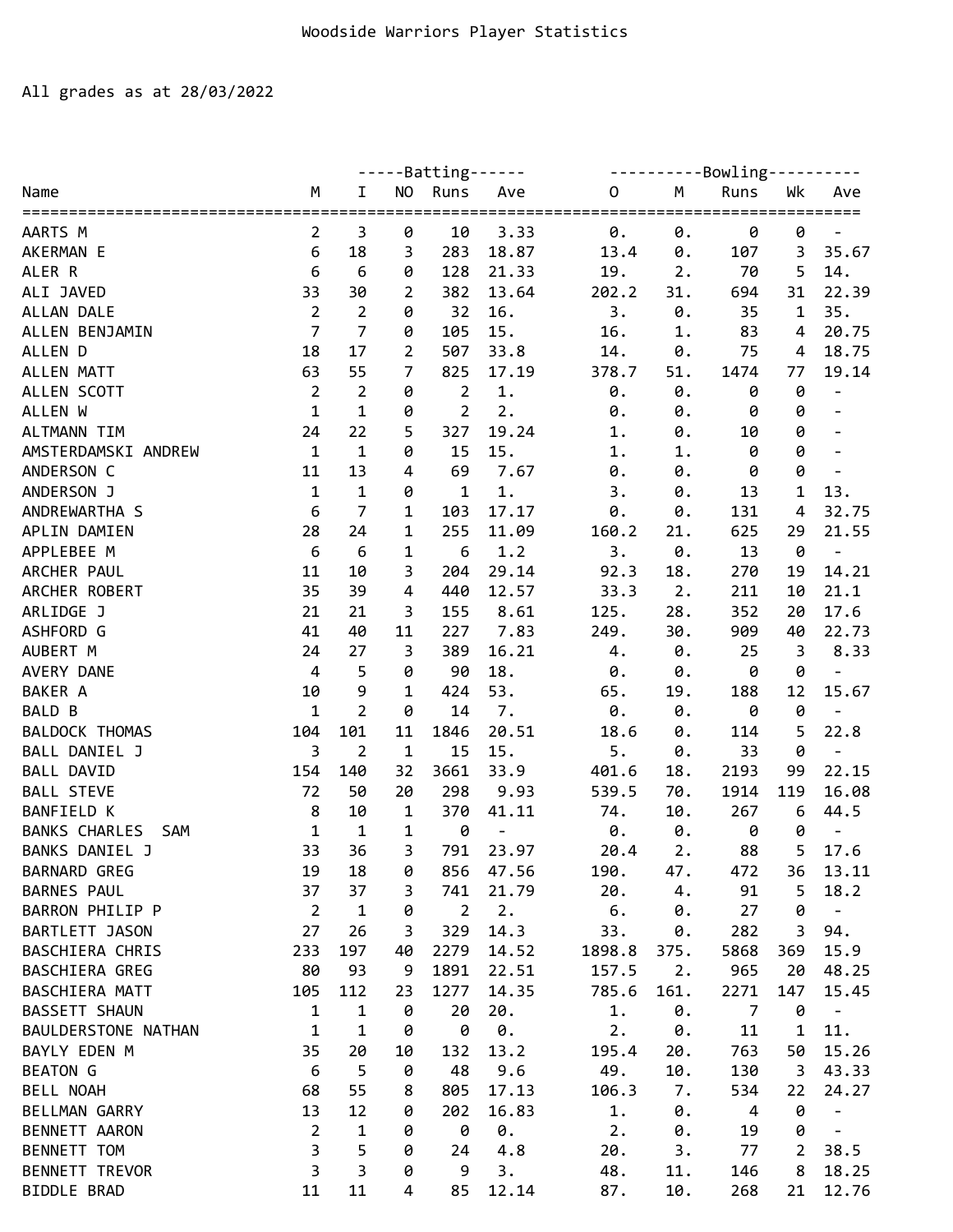Woodside Warriors Player Statistics

All grades as at 28/03/2022

| Name | Batting | | | | | Bowling | | | | |
|---|---|---|---|---|---|---|---|---|---|---|
| | M | I | NO | Runs | Ave | O | M | Runs | Wk | Ave |
| AARTS M | 2 | 3 | 0 | 10 | 3.33 | 0. | 0. | 0 | 0 | - |
| AKERMAN E | 6 | 18 | 3 | 283 | 18.87 | 13.4 | 0. | 107 | 3 | 35.67 |
| ALER R | 6 | 6 | 0 | 128 | 21.33 | 19. | 2. | 70 | 5 | 14. |
| ALI JAVED | 33 | 30 | 2 | 382 | 13.64 | 202.2 | 31. | 694 | 31 | 22.39 |
| ALLAN DALE | 2 | 2 | 0 | 32 | 16. | 3. | 0. | 35 | 1 | 35. |
| ALLEN BENJAMIN | 7 | 7 | 0 | 105 | 15. | 16. | 1. | 83 | 4 | 20.75 |
| ALLEN D | 18 | 17 | 2 | 507 | 33.8 | 14. | 0. | 75 | 4 | 18.75 |
| ALLEN MATT | 63 | 55 | 7 | 825 | 17.19 | 378.7 | 51. | 1474 | 77 | 19.14 |
| ALLEN SCOTT | 2 | 2 | 0 | 2 | 1. | 0. | 0. | 0 | 0 | - |
| ALLEN W | 1 | 1 | 0 | 2 | 2. | 0. | 0. | 0 | 0 | - |
| ALTMANN TIM | 24 | 22 | 5 | 327 | 19.24 | 1. | 0. | 10 | 0 | - |
| AMSTERDAMSKI ANDREW | 1 | 1 | 0 | 15 | 15. | 1. | 1. | 0 | 0 | - |
| ANDERSON C | 11 | 13 | 4 | 69 | 7.67 | 0. | 0. | 0 | 0 | - |
| ANDERSON J | 1 | 1 | 0 | 1 | 1. | 3. | 0. | 13 | 1 | 13. |
| ANDREWARTHA S | 6 | 7 | 1 | 103 | 17.17 | 0. | 0. | 131 | 4 | 32.75 |
| APLIN DAMIEN | 28 | 24 | 1 | 255 | 11.09 | 160.2 | 21. | 625 | 29 | 21.55 |
| APPLEBEE M | 6 | 6 | 1 | 6 | 1.2 | 3. | 0. | 13 | 0 | - |
| ARCHER PAUL | 11 | 10 | 3 | 204 | 29.14 | 92.3 | 18. | 270 | 19 | 14.21 |
| ARCHER ROBERT | 35 | 39 | 4 | 440 | 12.57 | 33.3 | 2. | 211 | 10 | 21.1 |
| ARLIDGE J | 21 | 21 | 3 | 155 | 8.61 | 125. | 28. | 352 | 20 | 17.6 |
| ASHFORD G | 41 | 40 | 11 | 227 | 7.83 | 249. | 30. | 909 | 40 | 22.73 |
| AUBERT M | 24 | 27 | 3 | 389 | 16.21 | 4. | 0. | 25 | 3 | 8.33 |
| AVERY DANE | 4 | 5 | 0 | 90 | 18. | 0. | 0. | 0 | 0 | - |
| BAKER A | 10 | 9 | 1 | 424 | 53. | 65. | 19. | 188 | 12 | 15.67 |
| BALD B | 1 | 2 | 0 | 14 | 7. | 0. | 0. | 0 | 0 | - |
| BALDOCK THOMAS | 104 | 101 | 11 | 1846 | 20.51 | 18.6 | 0. | 114 | 5 | 22.8 |
| BALL DANIEL J | 3 | 2 | 1 | 15 | 15. | 5. | 0. | 33 | 0 | - |
| BALL DAVID | 154 | 140 | 32 | 3661 | 33.9 | 401.6 | 18. | 2193 | 99 | 22.15 |
| BALL STEVE | 72 | 50 | 20 | 298 | 9.93 | 539.5 | 70. | 1914 | 119 | 16.08 |
| BANFIELD K | 8 | 10 | 1 | 370 | 41.11 | 74. | 10. | 267 | 6 | 44.5 |
| BANKS CHARLES SAM | 1 | 1 | 1 | 0 | - | 0. | 0. | 0 | 0 | - |
| BANKS DANIEL J | 33 | 36 | 3 | 791 | 23.97 | 20.4 | 2. | 88 | 5 | 17.6 |
| BARNARD GREG | 19 | 18 | 0 | 856 | 47.56 | 190. | 47. | 472 | 36 | 13.11 |
| BARNES PAUL | 37 | 37 | 3 | 741 | 21.79 | 20. | 4. | 91 | 5 | 18.2 |
| BARRON PHILIP P | 2 | 1 | 0 | 2 | 2. | 6. | 0. | 27 | 0 | - |
| BARTLETT JASON | 27 | 26 | 3 | 329 | 14.3 | 33. | 0. | 282 | 3 | 94. |
| BASCHIERA CHRIS | 233 | 197 | 40 | 2279 | 14.52 | 1898.8 | 375. | 5868 | 369 | 15.9 |
| BASCHIERA GREG | 80 | 93 | 9 | 1891 | 22.51 | 157.5 | 2. | 965 | 20 | 48.25 |
| BASCHIERA MATT | 105 | 112 | 23 | 1277 | 14.35 | 785.6 | 161. | 2271 | 147 | 15.45 |
| BASSETT SHAUN | 1 | 1 | 0 | 20 | 20. | 1. | 0. | 7 | 0 | - |
| BAULDERSTONE NATHAN | 1 | 1 | 0 | 0 | 0. | 2. | 0. | 11 | 1 | 11. |
| BAYLY EDEN M | 35 | 20 | 10 | 132 | 13.2 | 195.4 | 20. | 763 | 50 | 15.26 |
| BEATON G | 6 | 5 | 0 | 48 | 9.6 | 49. | 10. | 130 | 3 | 43.33 |
| BELL NOAH | 68 | 55 | 8 | 805 | 17.13 | 106.3 | 7. | 534 | 22 | 24.27 |
| BELLMAN GARRY | 13 | 12 | 0 | 202 | 16.83 | 1. | 0. | 4 | 0 | - |
| BENNETT AARON | 2 | 1 | 0 | 0 | 0. | 2. | 0. | 19 | 0 | - |
| BENNETT TOM | 3 | 5 | 0 | 24 | 4.8 | 20. | 3. | 77 | 2 | 38.5 |
| BENNETT TREVOR | 3 | 3 | 0 | 9 | 3. | 48. | 11. | 146 | 8 | 18.25 |
| BIDDLE BRAD | 11 | 11 | 4 | 85 | 12.14 | 87. | 10. | 268 | 21 | 12.76 |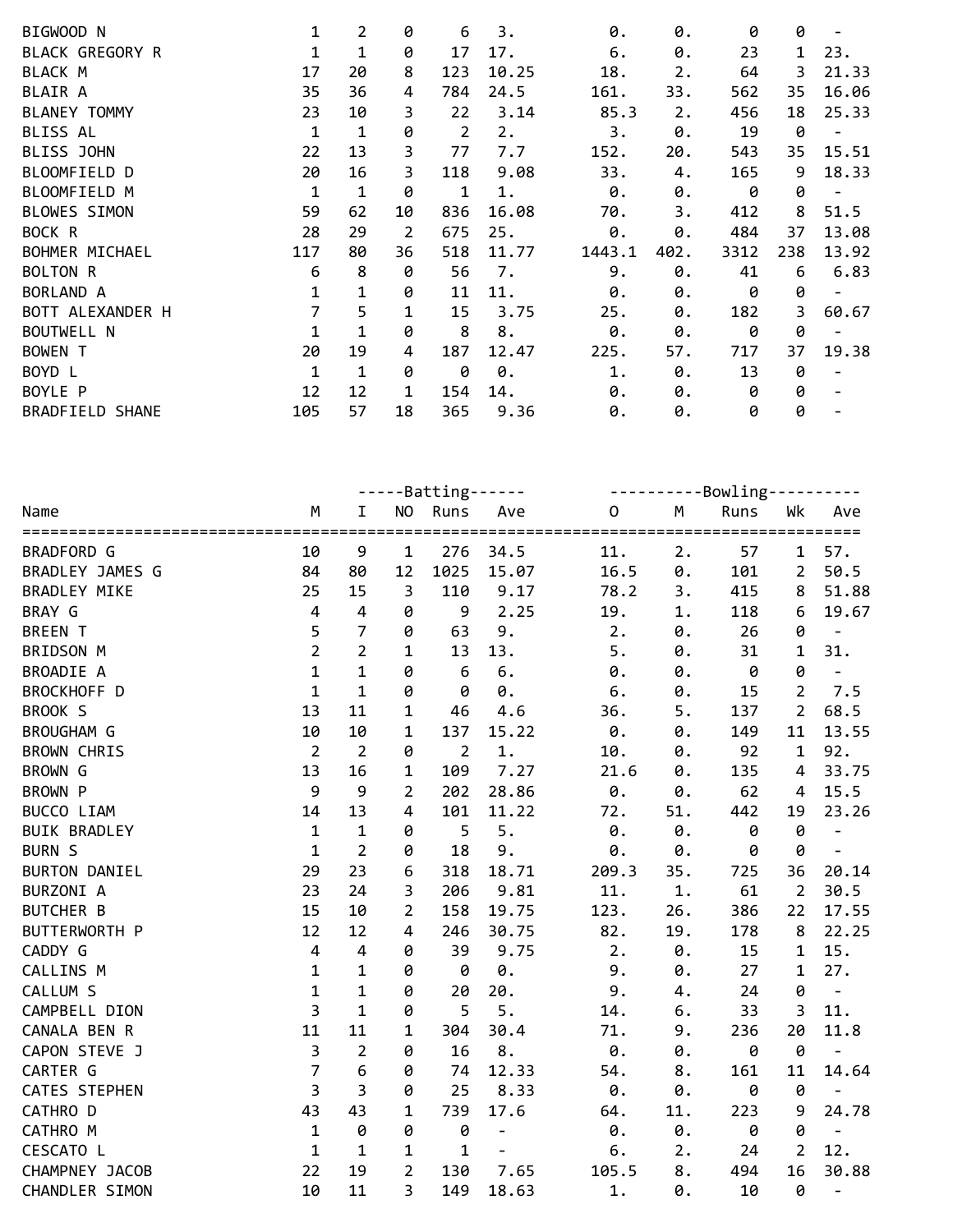| Name | M | I | NO | Runs | Ave | O | M | Runs | Wk | Ave |
|---|---|---|---|---|---|---|---|---|---|---|
| BIGWOOD N | 1 | 2 | 0 | 6 | 3. | 0. | 0. | 0 | 0 | - |
| BLACK GREGORY R | 1 | 1 | 0 | 17 | 17. | 6. | 0. | 23 | 1 | 23. |
| BLACK M | 17 | 20 | 8 | 123 | 10.25 | 18. | 2. | 64 | 3 | 21.33 |
| BLAIR A | 35 | 36 | 4 | 784 | 24.5 | 161. | 33. | 562 | 35 | 16.06 |
| BLANEY TOMMY | 23 | 10 | 3 | 22 | 3.14 | 85.3 | 2. | 456 | 18 | 25.33 |
| BLISS AL | 1 | 1 | 0 | 2 | 2. | 3. | 0. | 19 | 0 | - |
| BLISS JOHN | 22 | 13 | 3 | 77 | 7.7 | 152. | 20. | 543 | 35 | 15.51 |
| BLOOMFIELD D | 20 | 16 | 3 | 118 | 9.08 | 33. | 4. | 165 | 9 | 18.33 |
| BLOOMFIELD M | 1 | 1 | 0 | 1 | 1. | 0. | 0. | 0 | 0 | - |
| BLOWES SIMON | 59 | 62 | 10 | 836 | 16.08 | 70. | 3. | 412 | 8 | 51.5 |
| BOCK R | 28 | 29 | 2 | 675 | 25. | 0. | 0. | 484 | 37 | 13.08 |
| BOHMER MICHAEL | 117 | 80 | 36 | 518 | 11.77 | 1443.1 | 402. | 3312 | 238 | 13.92 |
| BOLTON R | 6 | 8 | 0 | 56 | 7. | 9. | 0. | 41 | 6 | 6.83 |
| BORLAND A | 1 | 1 | 0 | 11 | 11. | 0. | 0. | 0 | 0 | - |
| BOTT ALEXANDER H | 7 | 5 | 1 | 15 | 3.75 | 25. | 0. | 182 | 3 | 60.67 |
| BOUTWELL N | 1 | 1 | 0 | 8 | 8. | 0. | 0. | 0 | 0 | - |
| BOWEN T | 20 | 19 | 4 | 187 | 12.47 | 225. | 57. | 717 | 37 | 19.38 |
| BOYD L | 1 | 1 | 0 | 0 | 0. | 1. | 0. | 13 | 0 | - |
| BOYLE P | 12 | 12 | 1 | 154 | 14. | 0. | 0. | 0 | 0 | - |
| BRADFIELD SHANE | 105 | 57 | 18 | 365 | 9.36 | 0. | 0. | 0 | 0 | - |

| | | Batting | | | | Bowling | | | | |
|---|---|---|---|---|---|---|---|---|---|---|
| Name | M | I | NO | Runs | Ave | O | M | Runs | Wk | Ave |
| BRADFORD G | 10 | 9 | 1 | 276 | 34.5 | 11. | 2. | 57 | 1 | 57. |
| BRADLEY JAMES G | 84 | 80 | 12 | 1025 | 15.07 | 16.5 | 0. | 101 | 2 | 50.5 |
| BRADLEY MIKE | 25 | 15 | 3 | 110 | 9.17 | 78.2 | 3. | 415 | 8 | 51.88 |
| BRAY G | 4 | 4 | 0 | 9 | 2.25 | 19. | 1. | 118 | 6 | 19.67 |
| BREEN T | 5 | 7 | 0 | 63 | 9. | 2. | 0. | 26 | 0 | - |
| BRIDSON M | 2 | 2 | 1 | 13 | 13. | 5. | 0. | 31 | 1 | 31. |
| BROADIE A | 1 | 1 | 0 | 6 | 6. | 0. | 0. | 0 | 0 | - |
| BROCKHOFF D | 1 | 1 | 0 | 0 | 0. | 6. | 0. | 15 | 2 | 7.5 |
| BROOK S | 13 | 11 | 1 | 46 | 4.6 | 36. | 5. | 137 | 2 | 68.5 |
| BROUGHAM G | 10 | 10 | 1 | 137 | 15.22 | 0. | 0. | 149 | 11 | 13.55 |
| BROWN CHRIS | 2 | 2 | 0 | 2 | 1. | 10. | 0. | 92 | 1 | 92. |
| BROWN G | 13 | 16 | 1 | 109 | 7.27 | 21.6 | 0. | 135 | 4 | 33.75 |
| BROWN P | 9 | 9 | 2 | 202 | 28.86 | 0. | 0. | 62 | 4 | 15.5 |
| BUCCO LIAM | 14 | 13 | 4 | 101 | 11.22 | 72. | 51. | 442 | 19 | 23.26 |
| BUIK BRADLEY | 1 | 1 | 0 | 5 | 5. | 0. | 0. | 0 | 0 | - |
| BURN S | 1 | 2 | 0 | 18 | 9. | 0. | 0. | 0 | 0 | - |
| BURTON DANIEL | 29 | 23 | 6 | 318 | 18.71 | 209.3 | 35. | 725 | 36 | 20.14 |
| BURZONI A | 23 | 24 | 3 | 206 | 9.81 | 11. | 1. | 61 | 2 | 30.5 |
| BUTCHER B | 15 | 10 | 2 | 158 | 19.75 | 123. | 26. | 386 | 22 | 17.55 |
| BUTTERWORTH P | 12 | 12 | 4 | 246 | 30.75 | 82. | 19. | 178 | 8 | 22.25 |
| CADDY G | 4 | 4 | 0 | 39 | 9.75 | 2. | 0. | 15 | 1 | 15. |
| CALLINS M | 1 | 1 | 0 | 0 | 0. | 9. | 0. | 27 | 1 | 27. |
| CALLUM S | 1 | 1 | 0 | 20 | 20. | 9. | 4. | 24 | 0 | - |
| CAMPBELL DION | 3 | 1 | 0 | 5 | 5. | 14. | 6. | 33 | 3 | 11. |
| CANALA BEN R | 11 | 11 | 1 | 304 | 30.4 | 71. | 9. | 236 | 20 | 11.8 |
| CAPON STEVE J | 3 | 2 | 0 | 16 | 8. | 0. | 0. | 0 | 0 | - |
| CARTER G | 7 | 6 | 0 | 74 | 12.33 | 54. | 8. | 161 | 11 | 14.64 |
| CATES STEPHEN | 3 | 3 | 0 | 25 | 8.33 | 0. | 0. | 0 | 0 | - |
| CATHRO D | 43 | 43 | 1 | 739 | 17.6 | 64. | 11. | 223 | 9 | 24.78 |
| CATHRO M | 1 | 0 | 0 | 0 | - | 0. | 0. | 0 | 0 | - |
| CESCATO L | 1 | 1 | 1 | 1 | - | 6. | 2. | 24 | 2 | 12. |
| CHAMPNEY JACOB | 22 | 19 | 2 | 130 | 7.65 | 105.5 | 8. | 494 | 16 | 30.88 |
| CHANDLER SIMON | 10 | 11 | 3 | 149 | 18.63 | 1. | 0. | 10 | 0 | - |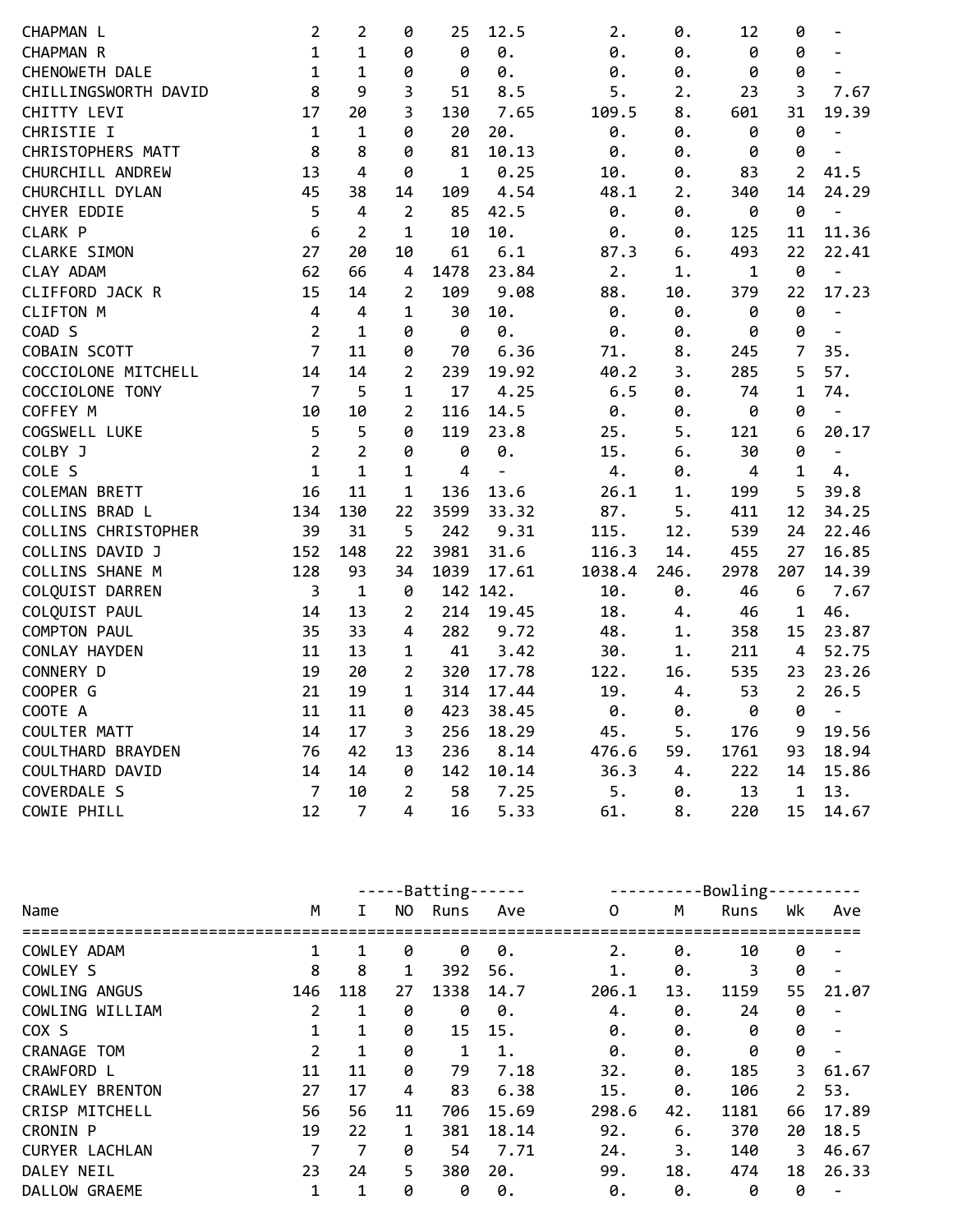| Name | M | I | NO | Runs | Ave | O | M | Runs | Wk | Ave |
|---|---|---|---|---|---|---|---|---|---|---|
| CHAPMAN L | 2 | 2 | 0 | 25 | 12.5 | 2. | 0. | 12 | 0 | - |
| CHAPMAN R | 1 | 1 | 0 | 0 | 0. | 0. | 0. | 0 | 0 | - |
| CHENOWETH DALE | 1 | 1 | 0 | 0 | 0. | 0. | 0. | 0 | 0 | - |
| CHILLINGSWORTH DAVID | 8 | 9 | 3 | 51 | 8.5 | 5. | 2. | 23 | 3 | 7.67 |
| CHITTY LEVI | 17 | 20 | 3 | 130 | 7.65 | 109.5 | 8. | 601 | 31 | 19.39 |
| CHRISTIE I | 1 | 1 | 0 | 20 | 20. | 0. | 0. | 0 | 0 | - |
| CHRISTOPHERS MATT | 8 | 8 | 0 | 81 | 10.13 | 0. | 0. | 0 | 0 | - |
| CHURCHILL ANDREW | 13 | 4 | 0 | 1 | 0.25 | 10. | 0. | 83 | 2 | 41.5 |
| CHURCHILL DYLAN | 45 | 38 | 14 | 109 | 4.54 | 48.1 | 2. | 340 | 14 | 24.29 |
| CHYER EDDIE | 5 | 4 | 2 | 85 | 42.5 | 0. | 0. | 0 | 0 | - |
| CLARK P | 6 | 2 | 1 | 10 | 10. | 0. | 0. | 125 | 11 | 11.36 |
| CLARKE SIMON | 27 | 20 | 10 | 61 | 6.1 | 87.3 | 6. | 493 | 22 | 22.41 |
| CLAY ADAM | 62 | 66 | 4 | 1478 | 23.84 | 2. | 1. | 1 | 0 | - |
| CLIFFORD JACK R | 15 | 14 | 2 | 109 | 9.08 | 88. | 10. | 379 | 22 | 17.23 |
| CLIFTON M | 4 | 4 | 1 | 30 | 10. | 0. | 0. | 0 | 0 | - |
| COAD S | 2 | 1 | 0 | 0 | 0. | 0. | 0. | 0 | 0 | - |
| COBAIN SCOTT | 7 | 11 | 0 | 70 | 6.36 | 71. | 8. | 245 | 7 | 35. |
| COCCIOLONE MITCHELL | 14 | 14 | 2 | 239 | 19.92 | 40.2 | 3. | 285 | 5 | 57. |
| COCCIOLONE TONY | 7 | 5 | 1 | 17 | 4.25 | 6.5 | 0. | 74 | 1 | 74. |
| COFFEY M | 10 | 10 | 2 | 116 | 14.5 | 0. | 0. | 0 | 0 | - |
| COGSWELL LUKE | 5 | 5 | 0 | 119 | 23.8 | 25. | 5. | 121 | 6 | 20.17 |
| COLBY J | 2 | 2 | 0 | 0 | 0. | 15. | 6. | 30 | 0 | - |
| COLE S | 1 | 1 | 1 | 4 | - | 4. | 0. | 4 | 1 | 4. |
| COLEMAN BRETT | 16 | 11 | 1 | 136 | 13.6 | 26.1 | 1. | 199 | 5 | 39.8 |
| COLLINS BRAD L | 134 | 130 | 22 | 3599 | 33.32 | 87. | 5. | 411 | 12 | 34.25 |
| COLLINS CHRISTOPHER | 39 | 31 | 5 | 242 | 9.31 | 115. | 12. | 539 | 24 | 22.46 |
| COLLINS DAVID J | 152 | 148 | 22 | 3981 | 31.6 | 116.3 | 14. | 455 | 27 | 16.85 |
| COLLINS SHANE M | 128 | 93 | 34 | 1039 | 17.61 | 1038.4 | 246. | 2978 | 207 | 14.39 |
| COLQUIST DARREN | 3 | 1 | 0 | 142 | 142. | 10. | 0. | 46 | 6 | 7.67 |
| COLQUIST PAUL | 14 | 13 | 2 | 214 | 19.45 | 18. | 4. | 46 | 1 | 46. |
| COMPTON PAUL | 35 | 33 | 4 | 282 | 9.72 | 48. | 1. | 358 | 15 | 23.87 |
| CONLAY HAYDEN | 11 | 13 | 1 | 41 | 3.42 | 30. | 1. | 211 | 4 | 52.75 |
| CONNERY D | 19 | 20 | 2 | 320 | 17.78 | 122. | 16. | 535 | 23 | 23.26 |
| COOPER G | 21 | 19 | 1 | 314 | 17.44 | 19. | 4. | 53 | 2 | 26.5 |
| COOTE A | 11 | 11 | 0 | 423 | 38.45 | 0. | 0. | 0 | 0 | - |
| COULTER MATT | 14 | 17 | 3 | 256 | 18.29 | 45. | 5. | 176 | 9 | 19.56 |
| COULTHARD BRAYDEN | 76 | 42 | 13 | 236 | 8.14 | 476.6 | 59. | 1761 | 93 | 18.94 |
| COULTHARD DAVID | 14 | 14 | 0 | 142 | 10.14 | 36.3 | 4. | 222 | 14 | 15.86 |
| COVERDALE S | 7 | 10 | 2 | 58 | 7.25 | 5. | 0. | 13 | 1 | 13. |
| COWIE PHILL | 12 | 7 | 4 | 16 | 5.33 | 61. | 8. | 220 | 15 | 14.67 |

| | | Batting | | | | Bowling | | | | |
|---|---|---|---|---|---|---|---|---|---|---|
| Name | M | I | NO | Runs | Ave | O | M | Runs | Wk | Ave |
| COWLEY ADAM | 1 | 1 | 0 | 0 | 0. | 2. | 0. | 10 | 0 | - |
| COWLEY S | 8 | 8 | 1 | 392 | 56. | 1. | 0. | 3 | 0 | - |
| COWLING ANGUS | 146 | 118 | 27 | 1338 | 14.7 | 206.1 | 13. | 1159 | 55 | 21.07 |
| COWLING WILLIAM | 2 | 1 | 0 | 0 | 0. | 4. | 0. | 24 | 0 | - |
| COX S | 1 | 1 | 0 | 15 | 15. | 0. | 0. | 0 | 0 | - |
| CRANAGE TOM | 2 | 1 | 0 | 1 | 1. | 0. | 0. | 0 | 0 | - |
| CRAWFORD L | 11 | 11 | 0 | 79 | 7.18 | 32. | 0. | 185 | 3 | 61.67 |
| CRAWLEY BRENTON | 27 | 17 | 4 | 83 | 6.38 | 15. | 0. | 106 | 2 | 53. |
| CRISP MITCHELL | 56 | 56 | 11 | 706 | 15.69 | 298.6 | 42. | 1181 | 66 | 17.89 |
| CRONIN P | 19 | 22 | 1 | 381 | 18.14 | 92. | 6. | 370 | 20 | 18.5 |
| CURYER LACHLAN | 7 | 7 | 0 | 54 | 7.71 | 24. | 3. | 140 | 3 | 46.67 |
| DALEY NEIL | 23 | 24 | 5 | 380 | 20. | 99. | 18. | 474 | 18 | 26.33 |
| DALLOW GRAEME | 1 | 1 | 0 | 0 | 0. | 0. | 0. | 0 | 0 | - |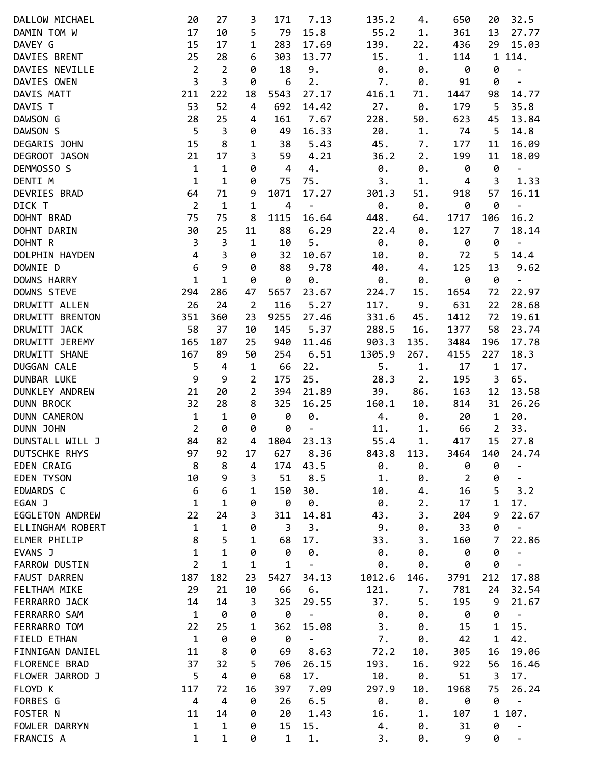| | | | | | | | | | | |
|---|---|---|---|---|---|---|---|---|---|---|
| DALLOW MICHAEL | 20 | 27 | 3 | 171 | 7.13 | 135.2 | 4. | 650 | 20 | 32.5 |
| DAMIN TOM W | 17 | 10 | 5 | 79 | 15.8 | 55.2 | 1. | 361 | 13 | 27.77 |
| DAVEY G | 15 | 17 | 1 | 283 | 17.69 | 139. | 22. | 436 | 29 | 15.03 |
| DAVIES BRENT | 25 | 28 | 6 | 303 | 13.77 | 15. | 1. | 114 | 1 | 114. |
| DAVIES NEVILLE | 2 | 2 | 0 | 18 | 9. | 0. | 0. | 0 | 0 | - |
| DAVIES OWEN | 3 | 3 | 0 | 6 | 2. | 7. | 0. | 91 | 0 | - |
| DAVIS MATT | 211 | 222 | 18 | 5543 | 27.17 | 416.1 | 71. | 1447 | 98 | 14.77 |
| DAVIS T | 53 | 52 | 4 | 692 | 14.42 | 27. | 0. | 179 | 5 | 35.8 |
| DAWSON G | 28 | 25 | 4 | 161 | 7.67 | 228. | 50. | 623 | 45 | 13.84 |
| DAWSON S | 5 | 3 | 0 | 49 | 16.33 | 20. | 1. | 74 | 5 | 14.8 |
| DEGARIS JOHN | 15 | 8 | 1 | 38 | 5.43 | 45. | 7. | 177 | 11 | 16.09 |
| DEGROOT JASON | 21 | 17 | 3 | 59 | 4.21 | 36.2 | 2. | 199 | 11 | 18.09 |
| DEMMOSSO S | 1 | 1 | 0 | 4 | 4. | 0. | 0. | 0 | 0 | - |
| DENTI M | 1 | 1 | 0 | 75 | 75. | 3. | 1. | 4 | 3 | 1.33 |
| DEVRIES BRAD | 64 | 71 | 9 | 1071 | 17.27 | 301.3 | 51. | 918 | 57 | 16.11 |
| DICK T | 2 | 1 | 1 | 4 | - | 0. | 0. | 0 | 0 | - |
| DOHNT BRAD | 75 | 75 | 8 | 1115 | 16.64 | 448. | 64. | 1717 | 106 | 16.2 |
| DOHNT DARIN | 30 | 25 | 11 | 88 | 6.29 | 22.4 | 0. | 127 | 7 | 18.14 |
| DOHNT R | 3 | 3 | 1 | 10 | 5. | 0. | 0. | 0 | 0 | - |
| DOLPHIN HAYDEN | 4 | 3 | 0 | 32 | 10.67 | 10. | 0. | 72 | 5 | 14.4 |
| DOWNIE D | 6 | 9 | 0 | 88 | 9.78 | 40. | 4. | 125 | 13 | 9.62 |
| DOWNS HARRY | 1 | 1 | 0 | 0 | 0. | 0. | 0. | 0 | 0 | - |
| DOWNS STEVE | 294 | 286 | 47 | 5657 | 23.67 | 224.7 | 15. | 1654 | 72 | 22.97 |
| DRUWITT ALLEN | 26 | 24 | 2 | 116 | 5.27 | 117. | 9. | 631 | 22 | 28.68 |
| DRUWITT BRENTON | 351 | 360 | 23 | 9255 | 27.46 | 331.6 | 45. | 1412 | 72 | 19.61 |
| DRUWITT JACK | 58 | 37 | 10 | 145 | 5.37 | 288.5 | 16. | 1377 | 58 | 23.74 |
| DRUWITT JEREMY | 165 | 107 | 25 | 940 | 11.46 | 903.3 | 135. | 3484 | 196 | 17.78 |
| DRUWITT SHANE | 167 | 89 | 50 | 254 | 6.51 | 1305.9 | 267. | 4155 | 227 | 18.3 |
| DUGGAN CALE | 5 | 4 | 1 | 66 | 22. | 5. | 1. | 17 | 1 | 17. |
| DUNBAR LUKE | 9 | 9 | 2 | 175 | 25. | 28.3 | 2. | 195 | 3 | 65. |
| DUNKLEY ANDREW | 21 | 20 | 2 | 394 | 21.89 | 39. | 86. | 163 | 12 | 13.58 |
| DUNN BROCK | 32 | 28 | 8 | 325 | 16.25 | 160.1 | 10. | 814 | 31 | 26.26 |
| DUNN CAMERON | 1 | 1 | 0 | 0 | 0. | 4. | 0. | 20 | 1 | 20. |
| DUNN JOHN | 2 | 0 | 0 | 0 | - | 11. | 1. | 66 | 2 | 33. |
| DUNSTALL WILL J | 84 | 82 | 4 | 1804 | 23.13 | 55.4 | 1. | 417 | 15 | 27.8 |
| DUTSCHKE RHYS | 97 | 92 | 17 | 627 | 8.36 | 843.8 | 113. | 3464 | 140 | 24.74 |
| EDEN CRAIG | 8 | 8 | 4 | 174 | 43.5 | 0. | 0. | 0 | 0 | - |
| EDEN TYSON | 10 | 9 | 3 | 51 | 8.5 | 1. | 0. | 2 | 0 | - |
| EDWARDS C | 6 | 6 | 1 | 150 | 30. | 10. | 4. | 16 | 5 | 3.2 |
| EGAN J | 1 | 1 | 0 | 0 | 0. | 0. | 2. | 17 | 1 | 17. |
| EGGLETON ANDREW | 22 | 24 | 3 | 311 | 14.81 | 43. | 3. | 204 | 9 | 22.67 |
| ELLINGHAM ROBERT | 1 | 1 | 0 | 3 | 3. | 9. | 0. | 33 | 0 | - |
| ELMER PHILIP | 8 | 5 | 1 | 68 | 17. | 33. | 3. | 160 | 7 | 22.86 |
| EVANS J | 1 | 1 | 0 | 0 | 0. | 0. | 0. | 0 | 0 | - |
| FARROW DUSTIN | 2 | 1 | 1 | 1 | - | 0. | 0. | 0 | 0 | - |
| FAUST DARREN | 187 | 182 | 23 | 5427 | 34.13 | 1012.6 | 146. | 3791 | 212 | 17.88 |
| FELTHAM MIKE | 29 | 21 | 10 | 66 | 6. | 121. | 7. | 781 | 24 | 32.54 |
| FERRARRO JACK | 14 | 14 | 3 | 325 | 29.55 | 37. | 5. | 195 | 9 | 21.67 |
| FERRARRO SAM | 1 | 0 | 0 | 0 | - | 0. | 0. | 0 | 0 | - |
| FERRARRO TOM | 22 | 25 | 1 | 362 | 15.08 | 3. | 0. | 15 | 1 | 15. |
| FIELD ETHAN | 1 | 0 | 0 | 0 | - | 7. | 0. | 42 | 1 | 42. |
| FINNIGAN DANIEL | 11 | 8 | 0 | 69 | 8.63 | 72.2 | 10. | 305 | 16 | 19.06 |
| FLORENCE BRAD | 37 | 32 | 5 | 706 | 26.15 | 193. | 16. | 922 | 56 | 16.46 |
| FLOWER JARROD J | 5 | 4 | 0 | 68 | 17. | 10. | 0. | 51 | 3 | 17. |
| FLOYD K | 117 | 72 | 16 | 397 | 7.09 | 297.9 | 10. | 1968 | 75 | 26.24 |
| FORBES G | 4 | 4 | 0 | 26 | 6.5 | 0. | 0. | 0 | 0 | - |
| FOSTER N | 11 | 14 | 0 | 20 | 1.43 | 16. | 1. | 107 | 1 | 107. |
| FOWLER DARRYN | 1 | 1 | 0 | 15 | 15. | 4. | 0. | 31 | 0 | - |
| FRANCIS A | 1 | 1 | 0 | 1 | 1. | 3. | 0. | 9 | 0 | - |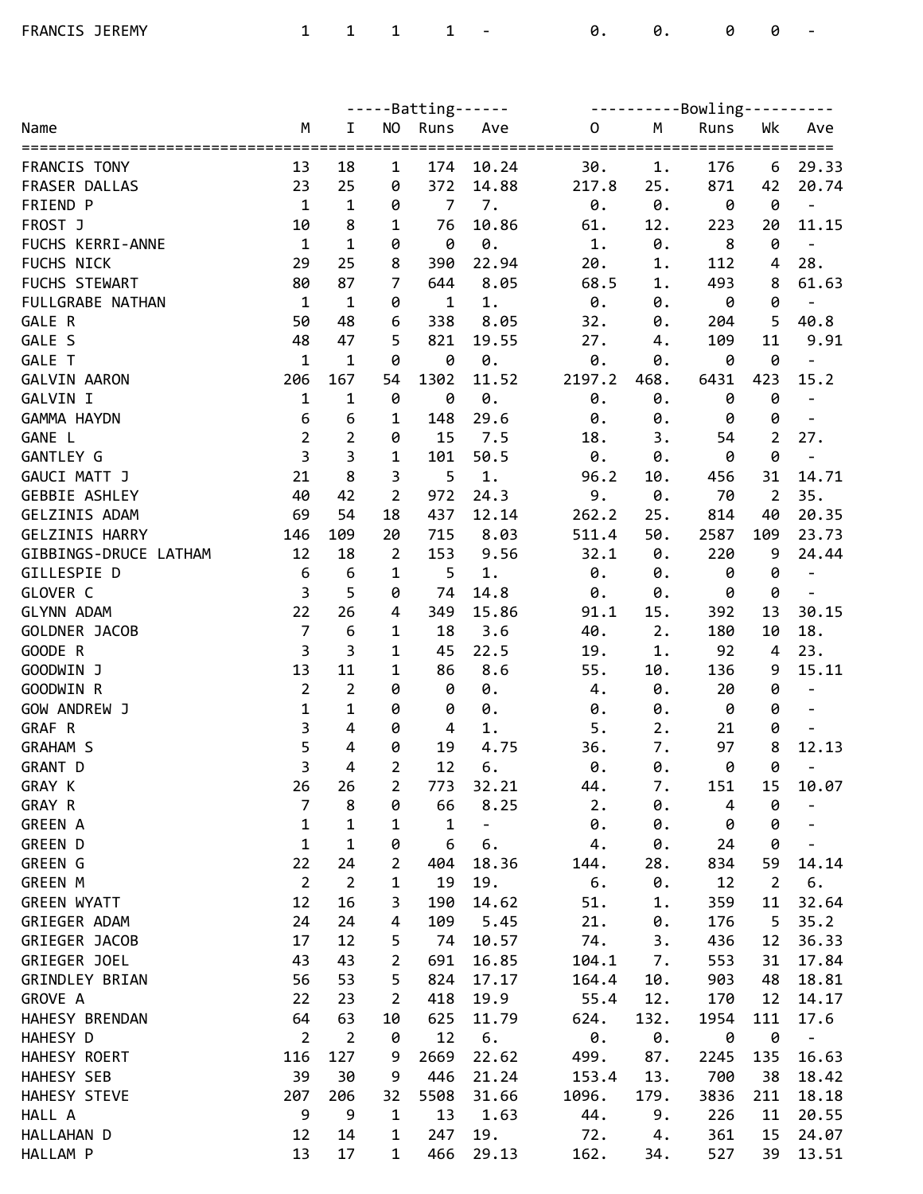| Name | M | I | NO | Runs | Ave | O | M | Runs | Wk | Ave |
|---|---|---|---|---|---|---|---|---|---|---|
| FRANCIS JEREMY | 1 | 1 | 1 | 1 | - | 0. | 0. | 0 | 0 | - |

| | | -----Batting------ | | | | ----------Bowling---------- | | | | |
|---|---|---|---|---|---|---|---|---|---|---|
| Name | M | I | NO | Runs | Ave | O | M | Runs | Wk | Ave |
| FRANCIS TONY | 13 | 18 | 1 | 174 | 10.24 | 30. | 1. | 176 | 6 | 29.33 |
| FRASER DALLAS | 23 | 25 | 0 | 372 | 14.88 | 217.8 | 25. | 871 | 42 | 20.74 |
| FRIEND P | 1 | 1 | 0 | 7 | 7. | 0. | 0. | 0 | 0 | - |
| FROST J | 10 | 8 | 1 | 76 | 10.86 | 61. | 12. | 223 | 20 | 11.15 |
| FUCHS KERRI-ANNE | 1 | 1 | 0 | 0 | 0. | 1. | 0. | 8 | 0 | - |
| FUCHS NICK | 29 | 25 | 8 | 390 | 22.94 | 20. | 1. | 112 | 4 | 28. |
| FUCHS STEWART | 80 | 87 | 7 | 644 | 8.05 | 68.5 | 1. | 493 | 8 | 61.63 |
| FULLGRABE NATHAN | 1 | 1 | 0 | 1 | 1. | 0. | 0. | 0 | 0 | - |
| GALE R | 50 | 48 | 6 | 338 | 8.05 | 32. | 0. | 204 | 5 | 40.8 |
| GALE S | 48 | 47 | 5 | 821 | 19.55 | 27. | 4. | 109 | 11 | 9.91 |
| GALE T | 1 | 1 | 0 | 0 | 0. | 0. | 0. | 0 | 0 | - |
| GALVIN AARON | 206 | 167 | 54 | 1302 | 11.52 | 2197.2 | 468. | 6431 | 423 | 15.2 |
| GALVIN I | 1 | 1 | 0 | 0 | 0. | 0. | 0. | 0 | 0 | - |
| GAMMA HAYDN | 6 | 6 | 1 | 148 | 29.6 | 0. | 0. | 0 | 0 | - |
| GANE L | 2 | 2 | 0 | 15 | 7.5 | 18. | 3. | 54 | 2 | 27. |
| GANTLEY G | 3 | 3 | 1 | 101 | 50.5 | 0. | 0. | 0 | 0 | - |
| GAUCI MATT J | 21 | 8 | 3 | 5 | 1. | 96.2 | 10. | 456 | 31 | 14.71 |
| GEBBIE ASHLEY | 40 | 42 | 2 | 972 | 24.3 | 9. | 0. | 70 | 2 | 35. |
| GELZINIS ADAM | 69 | 54 | 18 | 437 | 12.14 | 262.2 | 25. | 814 | 40 | 20.35 |
| GELZINIS HARRY | 146 | 109 | 20 | 715 | 8.03 | 511.4 | 50. | 2587 | 109 | 23.73 |
| GIBBINGS-DRUCE LATHAM | 12 | 18 | 2 | 153 | 9.56 | 32.1 | 0. | 220 | 9 | 24.44 |
| GILLESPIE D | 6 | 6 | 1 | 5 | 1. | 0. | 0. | 0 | 0 | - |
| GLOVER C | 3 | 5 | 0 | 74 | 14.8 | 0. | 0. | 0 | 0 | - |
| GLYNN ADAM | 22 | 26 | 4 | 349 | 15.86 | 91.1 | 15. | 392 | 13 | 30.15 |
| GOLDNER JACOB | 7 | 6 | 1 | 18 | 3.6 | 40. | 2. | 180 | 10 | 18. |
| GOODE R | 3 | 3 | 1 | 45 | 22.5 | 19. | 1. | 92 | 4 | 23. |
| GOODWIN J | 13 | 11 | 1 | 86 | 8.6 | 55. | 10. | 136 | 9 | 15.11 |
| GOODWIN R | 2 | 2 | 0 | 0 | 0. | 4. | 0. | 20 | 0 | - |
| GOW ANDREW J | 1 | 1 | 0 | 0 | 0. | 0. | 0. | 0 | 0 | - |
| GRAF R | 3 | 4 | 0 | 4 | 1. | 5. | 2. | 21 | 0 | - |
| GRAHAM S | 5 | 4 | 0 | 19 | 4.75 | 36. | 7. | 97 | 8 | 12.13 |
| GRANT D | 3 | 4 | 2 | 12 | 6. | 0. | 0. | 0 | 0 | - |
| GRAY K | 26 | 26 | 2 | 773 | 32.21 | 44. | 7. | 151 | 15 | 10.07 |
| GRAY R | 7 | 8 | 0 | 66 | 8.25 | 2. | 0. | 4 | 0 | - |
| GREEN A | 1 | 1 | 1 | 1 | - | 0. | 0. | 0 | 0 | - |
| GREEN D | 1 | 1 | 0 | 6 | 6. | 4. | 0. | 24 | 0 | - |
| GREEN G | 22 | 24 | 2 | 404 | 18.36 | 144. | 28. | 834 | 59 | 14.14 |
| GREEN M | 2 | 2 | 1 | 19 | 19. | 6. | 0. | 12 | 2 | 6. |
| GREEN WYATT | 12 | 16 | 3 | 190 | 14.62 | 51. | 1. | 359 | 11 | 32.64 |
| GRIEGER ADAM | 24 | 24 | 4 | 109 | 5.45 | 21. | 0. | 176 | 5 | 35.2 |
| GRIEGER JACOB | 17 | 12 | 5 | 74 | 10.57 | 74. | 3. | 436 | 12 | 36.33 |
| GRIEGER JOEL | 43 | 43 | 2 | 691 | 16.85 | 104.1 | 7. | 553 | 31 | 17.84 |
| GRINDLEY BRIAN | 56 | 53 | 5 | 824 | 17.17 | 164.4 | 10. | 903 | 48 | 18.81 |
| GROVE A | 22 | 23 | 2 | 418 | 19.9 | 55.4 | 12. | 170 | 12 | 14.17 |
| HAHESY BRENDAN | 64 | 63 | 10 | 625 | 11.79 | 624. | 132. | 1954 | 111 | 17.6 |
| HAHESY D | 2 | 2 | 0 | 12 | 6. | 0. | 0. | 0 | 0 | - |
| HAHESY ROERT | 116 | 127 | 9 | 2669 | 22.62 | 499. | 87. | 2245 | 135 | 16.63 |
| HAHESY SEB | 39 | 30 | 9 | 446 | 21.24 | 153.4 | 13. | 700 | 38 | 18.42 |
| HAHESY STEVE | 207 | 206 | 32 | 5508 | 31.66 | 1096. | 179. | 3836 | 211 | 18.18 |
| HALL A | 9 | 9 | 1 | 13 | 1.63 | 44. | 9. | 226 | 11 | 20.55 |
| HALLAHAN D | 12 | 14 | 1 | 247 | 19. | 72. | 4. | 361 | 15 | 24.07 |
| HALLAM P | 13 | 17 | 1 | 466 | 29.13 | 162. | 34. | 527 | 39 | 13.51 |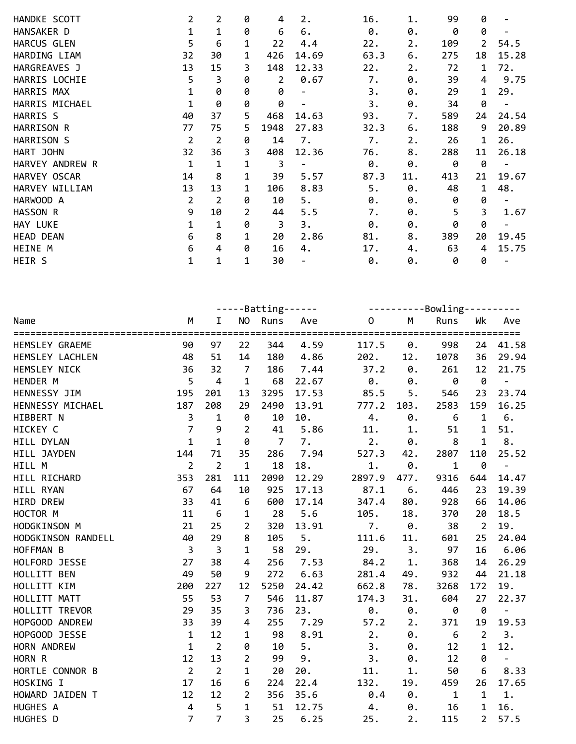| Name | M | I | NO | Runs | Ave | O | M | Runs | Wk | Ave |
|---|---|---|---|---|---|---|---|---|---|---|
| HANDKE SCOTT | 2 | 2 | 0 | 4 | 2. | 16. | 1. | 99 | 0 | - |
| HANSAKER D | 1 | 1 | 0 | 6 | 6. | 0. | 0. | 0 | 0 | - |
| HARCUS GLEN | 5 | 6 | 1 | 22 | 4.4 | 22. | 2. | 109 | 2 | 54.5 |
| HARDING LIAM | 32 | 30 | 1 | 426 | 14.69 | 63.3 | 6. | 275 | 18 | 15.28 |
| HARGREAVES J | 13 | 15 | 3 | 148 | 12.33 | 22. | 2. | 72 | 1 | 72. |
| HARRIS LOCHIE | 5 | 3 | 0 | 2 | 0.67 | 7. | 0. | 39 | 4 | 9.75 |
| HARRIS MAX | 1 | 0 | 0 | 0 | - | 3. | 0. | 29 | 1 | 29. |
| HARRIS MICHAEL | 1 | 0 | 0 | 0 | - | 3. | 0. | 34 | 0 | - |
| HARRIS S | 40 | 37 | 5 | 468 | 14.63 | 93. | 7. | 589 | 24 | 24.54 |
| HARRISON R | 77 | 75 | 5 | 1948 | 27.83 | 32.3 | 6. | 188 | 9 | 20.89 |
| HARRISON S | 2 | 2 | 0 | 14 | 7. | 7. | 2. | 26 | 1 | 26. |
| HART JOHN | 32 | 36 | 3 | 408 | 12.36 | 76. | 8. | 288 | 11 | 26.18 |
| HARVEY ANDREW R | 1 | 1 | 1 | 3 | - | 0. | 0. | 0 | 0 | - |
| HARVEY OSCAR | 14 | 8 | 1 | 39 | 5.57 | 87.3 | 11. | 413 | 21 | 19.67 |
| HARVEY WILLIAM | 13 | 13 | 1 | 106 | 8.83 | 5. | 0. | 48 | 1 | 48. |
| HARWOOD A | 2 | 2 | 0 | 10 | 5. | 0. | 0. | 0 | 0 | - |
| HASSON R | 9 | 10 | 2 | 44 | 5.5 | 7. | 0. | 5 | 3 | 1.67 |
| HAY LUKE | 1 | 1 | 0 | 3 | 3. | 0. | 0. | 0 | 0 | - |
| HEAD DEAN | 6 | 8 | 1 | 20 | 2.86 | 81. | 8. | 389 | 20 | 19.45 |
| HEINE M | 6 | 4 | 0 | 16 | 4. | 17. | 4. | 63 | 4 | 15.75 |
| HEIR S | 1 | 1 | 1 | 30 | - | 0. | 0. | 0 | 0 | - |

| | | -----Batting------ | | | | ----------Bowling---------- | | | | |
|---|---|---|---|---|---|---|---|---|---|---|
| Name | M | I | NO | Runs | Ave | O | M | Runs | Wk | Ave |
| HEMSLEY GRAEME | 90 | 97 | 22 | 344 | 4.59 | 117.5 | 0. | 998 | 24 | 41.58 |
| HEMSLEY LACHLEN | 48 | 51 | 14 | 180 | 4.86 | 202. | 12. | 1078 | 36 | 29.94 |
| HEMSLEY NICK | 36 | 32 | 7 | 186 | 7.44 | 37.2 | 0. | 261 | 12 | 21.75 |
| HENDER M | 5 | 4 | 1 | 68 | 22.67 | 0. | 0. | 0 | 0 | - |
| HENNESSY JIM | 195 | 201 | 13 | 3295 | 17.53 | 85.5 | 5. | 546 | 23 | 23.74 |
| HENNESSY MICHAEL | 187 | 208 | 29 | 2490 | 13.91 | 777.2 | 103. | 2583 | 159 | 16.25 |
| HIBBERT N | 3 | 1 | 0 | 10 | 10. | 4. | 0. | 6 | 1 | 6. |
| HICKEY C | 7 | 9 | 2 | 41 | 5.86 | 11. | 1. | 51 | 1 | 51. |
| HILL DYLAN | 1 | 1 | 0 | 7 | 7. | 2. | 0. | 8 | 1 | 8. |
| HILL JAYDEN | 144 | 71 | 35 | 286 | 7.94 | 527.3 | 42. | 2807 | 110 | 25.52 |
| HILL M | 2 | 2 | 1 | 18 | 18. | 1. | 0. | 1 | 0 | - |
| HILL RICHARD | 353 | 281 | 111 | 2090 | 12.29 | 2897.9 | 477. | 9316 | 644 | 14.47 |
| HILL RYAN | 67 | 64 | 10 | 925 | 17.13 | 87.1 | 6. | 446 | 23 | 19.39 |
| HIRD DREW | 33 | 41 | 6 | 600 | 17.14 | 347.4 | 80. | 928 | 66 | 14.06 |
| HOCTOR M | 11 | 6 | 1 | 28 | 5.6 | 105. | 18. | 370 | 20 | 18.5 |
| HODGKINSON M | 21 | 25 | 2 | 320 | 13.91 | 7. | 0. | 38 | 2 | 19. |
| HODGKINSON RANDELL | 40 | 29 | 8 | 105 | 5. | 111.6 | 11. | 601 | 25 | 24.04 |
| HOFFMAN B | 3 | 3 | 1 | 58 | 29. | 29. | 3. | 97 | 16 | 6.06 |
| HOLFORD JESSE | 27 | 38 | 4 | 256 | 7.53 | 84.2 | 1. | 368 | 14 | 26.29 |
| HOLLITT BEN | 49 | 50 | 9 | 272 | 6.63 | 281.4 | 49. | 932 | 44 | 21.18 |
| HOLLITT KIM | 200 | 227 | 12 | 5250 | 24.42 | 662.8 | 78. | 3268 | 172 | 19. |
| HOLLITT MATT | 55 | 53 | 7 | 546 | 11.87 | 174.3 | 31. | 604 | 27 | 22.37 |
| HOLLITT TREVOR | 29 | 35 | 3 | 736 | 23. | 0. | 0. | 0 | 0 | - |
| HOPGOOD ANDREW | 33 | 39 | 4 | 255 | 7.29 | 57.2 | 2. | 371 | 19 | 19.53 |
| HOPGOOD JESSE | 1 | 12 | 1 | 98 | 8.91 | 2. | 0. | 6 | 2 | 3. |
| HORN ANDREW | 1 | 2 | 0 | 10 | 5. | 3. | 0. | 12 | 1 | 12. |
| HORN R | 12 | 13 | 2 | 99 | 9. | 3. | 0. | 12 | 0 | - |
| HORTLE CONNOR B | 2 | 2 | 1 | 20 | 20. | 11. | 1. | 50 | 6 | 8.33 |
| HOSKING I | 17 | 16 | 6 | 224 | 22.4 | 132. | 19. | 459 | 26 | 17.65 |
| HOWARD JAIDEN T | 12 | 12 | 2 | 356 | 35.6 | 0.4 | 0. | 1 | 1 | 1. |
| HUGHES A | 4 | 5 | 1 | 51 | 12.75 | 4. | 0. | 16 | 1 | 16. |
| HUGHES D | 7 | 7 | 3 | 25 | 6.25 | 25. | 2. | 115 | 2 | 57.5 |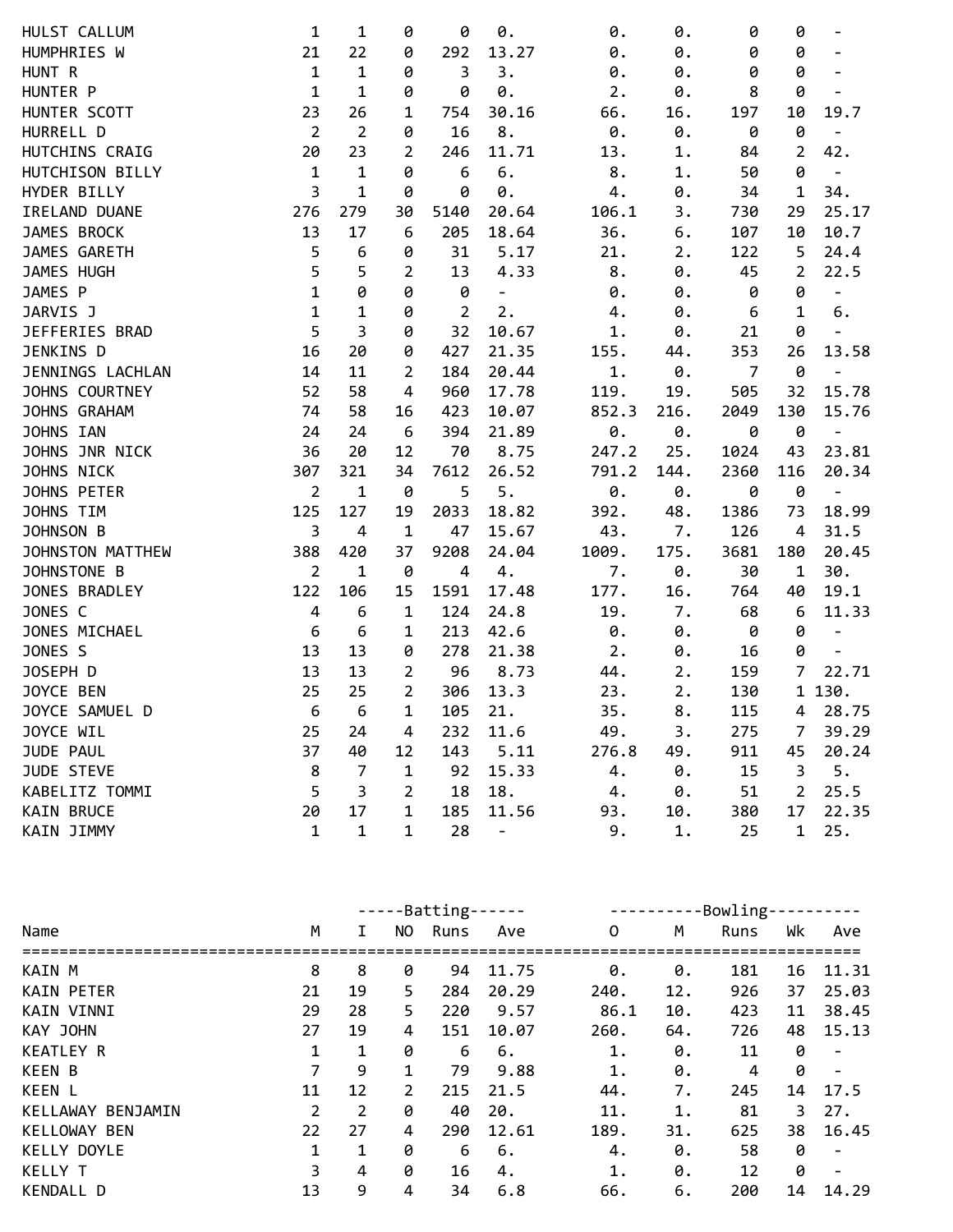| Name | M | I | NO | Runs | Ave | O | M | Runs | Wk | Ave |
|---|---|---|---|---|---|---|---|---|---|---|
| HULST CALLUM | 1 | 1 | 0 | 0 | 0. | 0. | 0. | 0 | 0 | - |
| HUMPHRIES W | 21 | 22 | 0 | 292 | 13.27 | 0. | 0. | 0 | 0 | - |
| HUNT R | 1 | 1 | 0 | 3 | 3. | 0. | 0. | 0 | 0 | - |
| HUNTER P | 1 | 1 | 0 | 0 | 0. | 2. | 0. | 8 | 0 | - |
| HUNTER SCOTT | 23 | 26 | 1 | 754 | 30.16 | 66. | 16. | 197 | 10 | 19.7 |
| HURRELL D | 2 | 2 | 0 | 16 | 8. | 0. | 0. | 0 | 0 | - |
| HUTCHINS CRAIG | 20 | 23 | 2 | 246 | 11.71 | 13. | 1. | 84 | 2 | 42. |
| HUTCHISON BILLY | 1 | 1 | 0 | 6 | 6. | 8. | 1. | 50 | 0 | - |
| HYDER BILLY | 3 | 1 | 0 | 0 | 0. | 4. | 0. | 34 | 1 | 34. |
| IRELAND DUANE | 276 | 279 | 30 | 5140 | 20.64 | 106.1 | 3. | 730 | 29 | 25.17 |
| JAMES BROCK | 13 | 17 | 6 | 205 | 18.64 | 36. | 6. | 107 | 10 | 10.7 |
| JAMES GARETH | 5 | 6 | 0 | 31 | 5.17 | 21. | 2. | 122 | 5 | 24.4 |
| JAMES HUGH | 5 | 5 | 2 | 13 | 4.33 | 8. | 0. | 45 | 2 | 22.5 |
| JAMES P | 1 | 0 | 0 | 0 | - | 0. | 0. | 0 | 0 | - |
| JARVIS J | 1 | 1 | 0 | 2 | 2. | 4. | 0. | 6 | 1 | 6. |
| JEFFERIES BRAD | 5 | 3 | 0 | 32 | 10.67 | 1. | 0. | 21 | 0 | - |
| JENKINS D | 16 | 20 | 0 | 427 | 21.35 | 155. | 44. | 353 | 26 | 13.58 |
| JENNINGS LACHLAN | 14 | 11 | 2 | 184 | 20.44 | 1. | 0. | 7 | 0 | - |
| JOHNS COURTNEY | 52 | 58 | 4 | 960 | 17.78 | 119. | 19. | 505 | 32 | 15.78 |
| JOHNS GRAHAM | 74 | 58 | 16 | 423 | 10.07 | 852.3 | 216. | 2049 | 130 | 15.76 |
| JOHNS IAN | 24 | 24 | 6 | 394 | 21.89 | 0. | 0. | 0 | 0 | - |
| JOHNS JNR NICK | 36 | 20 | 12 | 70 | 8.75 | 247.2 | 25. | 1024 | 43 | 23.81 |
| JOHNS NICK | 307 | 321 | 34 | 7612 | 26.52 | 791.2 | 144. | 2360 | 116 | 20.34 |
| JOHNS PETER | 2 | 1 | 0 | 5 | 5. | 0. | 0. | 0 | 0 | - |
| JOHNS TIM | 125 | 127 | 19 | 2033 | 18.82 | 392. | 48. | 1386 | 73 | 18.99 |
| JOHNSON B | 3 | 4 | 1 | 47 | 15.67 | 43. | 7. | 126 | 4 | 31.5 |
| JOHNSTON MATTHEW | 388 | 420 | 37 | 9208 | 24.04 | 1009. | 175. | 3681 | 180 | 20.45 |
| JOHNSTONE B | 2 | 1 | 0 | 4 | 4. | 7. | 0. | 30 | 1 | 30. |
| JONES BRADLEY | 122 | 106 | 15 | 1591 | 17.48 | 177. | 16. | 764 | 40 | 19.1 |
| JONES C | 4 | 6 | 1 | 124 | 24.8 | 19. | 7. | 68 | 6 | 11.33 |
| JONES MICHAEL | 6 | 6 | 1 | 213 | 42.6 | 0. | 0. | 0 | 0 | - |
| JONES S | 13 | 13 | 0 | 278 | 21.38 | 2. | 0. | 16 | 0 | - |
| JOSEPH D | 13 | 13 | 2 | 96 | 8.73 | 44. | 2. | 159 | 7 | 22.71 |
| JOYCE BEN | 25 | 25 | 2 | 306 | 13.3 | 23. | 2. | 130 | 1 | 130. |
| JOYCE SAMUEL D | 6 | 6 | 1 | 105 | 21. | 35. | 8. | 115 | 4 | 28.75 |
| JOYCE WIL | 25 | 24 | 4 | 232 | 11.6 | 49. | 3. | 275 | 7 | 39.29 |
| JUDE PAUL | 37 | 40 | 12 | 143 | 5.11 | 276.8 | 49. | 911 | 45 | 20.24 |
| JUDE STEVE | 8 | 7 | 1 | 92 | 15.33 | 4. | 0. | 15 | 3 | 5. |
| KABELITZ TOMMI | 5 | 3 | 2 | 18 | 18. | 4. | 0. | 51 | 2 | 25.5 |
| KAIN BRUCE | 20 | 17 | 1 | 185 | 11.56 | 93. | 10. | 380 | 17 | 22.35 |
| KAIN JIMMY | 1 | 1 | 1 | 28 | - | 9. | 1. | 25 | 1 | 25. |

| | | -----Batting------ | | | | ----------Bowling---------- | | | | |
|---|---|---|---|---|---|---|---|---|---|---|
| Name | M | I | NO | Runs | Ave | O | M | Runs | Wk | Ave |
| KAIN M | 8 | 8 | 0 | 94 | 11.75 | 0. | 0. | 181 | 16 | 11.31 |
| KAIN PETER | 21 | 19 | 5 | 284 | 20.29 | 240. | 12. | 926 | 37 | 25.03 |
| KAIN VINNI | 29 | 28 | 5 | 220 | 9.57 | 86.1 | 10. | 423 | 11 | 38.45 |
| KAY JOHN | 27 | 19 | 4 | 151 | 10.07 | 260. | 64. | 726 | 48 | 15.13 |
| KEATLEY R | 1 | 1 | 0 | 6 | 6. | 1. | 0. | 11 | 0 | - |
| KEEN B | 7 | 9 | 1 | 79 | 9.88 | 1. | 0. | 4 | 0 | - |
| KEEN L | 11 | 12 | 2 | 215 | 21.5 | 44. | 7. | 245 | 14 | 17.5 |
| KELLAWAY BENJAMIN | 2 | 2 | 0 | 40 | 20. | 11. | 1. | 81 | 3 | 27. |
| KELLOWAY BEN | 22 | 27 | 4 | 290 | 12.61 | 189. | 31. | 625 | 38 | 16.45 |
| KELLY DOYLE | 1 | 1 | 0 | 6 | 6. | 4. | 0. | 58 | 0 | - |
| KELLY T | 3 | 4 | 0 | 16 | 4. | 1. | 0. | 12 | 0 | - |
| KENDALL D | 13 | 9 | 4 | 34 | 6.8 | 66. | 6. | 200 | 14 | 14.29 |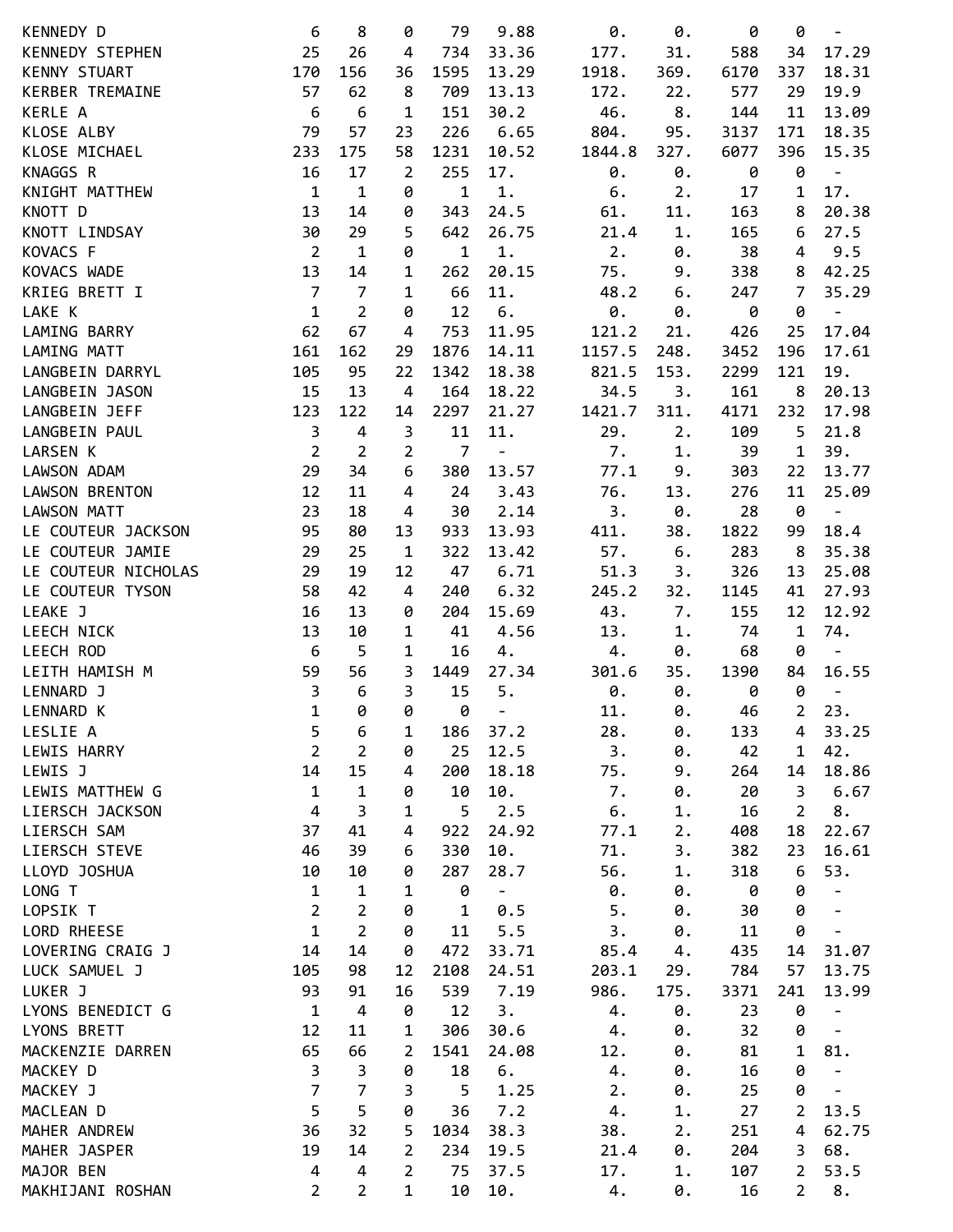| | | | | | | | | | | |
|---|---|---|---|---|---|---|---|---|---|---|
| KENNEDY D | 6 | 8 | 0 | 79 | 9.88 | 0. | 0. | 0 | 0 | - |
| KENNEDY STEPHEN | 25 | 26 | 4 | 734 | 33.36 | 177. | 31. | 588 | 34 | 17.29 |
| KENNY STUART | 170 | 156 | 36 | 1595 | 13.29 | 1918. | 369. | 6170 | 337 | 18.31 |
| KERBER TREMAINE | 57 | 62 | 8 | 709 | 13.13 | 172. | 22. | 577 | 29 | 19.9 |
| KERLE A | 6 | 6 | 1 | 151 | 30.2 | 46. | 8. | 144 | 11 | 13.09 |
| KLOSE ALBY | 79 | 57 | 23 | 226 | 6.65 | 804. | 95. | 3137 | 171 | 18.35 |
| KLOSE MICHAEL | 233 | 175 | 58 | 1231 | 10.52 | 1844.8 | 327. | 6077 | 396 | 15.35 |
| KNAGGS R | 16 | 17 | 2 | 255 | 17. | 0. | 0. | 0 | 0 | - |
| KNIGHT MATTHEW | 1 | 1 | 0 | 1 | 1. | 6. | 2. | 17 | 1 | 17. |
| KNOTT D | 13 | 14 | 0 | 343 | 24.5 | 61. | 11. | 163 | 8 | 20.38 |
| KNOTT LINDSAY | 30 | 29 | 5 | 642 | 26.75 | 21.4 | 1. | 165 | 6 | 27.5 |
| KOVACS F | 2 | 1 | 0 | 1 | 1. | 2. | 0. | 38 | 4 | 9.5 |
| KOVACS WADE | 13 | 14 | 1 | 262 | 20.15 | 75. | 9. | 338 | 8 | 42.25 |
| KRIEG BRETT I | 7 | 7 | 1 | 66 | 11. | 48.2 | 6. | 247 | 7 | 35.29 |
| LAKE K | 1 | 2 | 0 | 12 | 6. | 0. | 0. | 0 | 0 | - |
| LAMING BARRY | 62 | 67 | 4 | 753 | 11.95 | 121.2 | 21. | 426 | 25 | 17.04 |
| LAMING MATT | 161 | 162 | 29 | 1876 | 14.11 | 1157.5 | 248. | 3452 | 196 | 17.61 |
| LANGBEIN DARRYL | 105 | 95 | 22 | 1342 | 18.38 | 821.5 | 153. | 2299 | 121 | 19. |
| LANGBEIN JASON | 15 | 13 | 4 | 164 | 18.22 | 34.5 | 3. | 161 | 8 | 20.13 |
| LANGBEIN JEFF | 123 | 122 | 14 | 2297 | 21.27 | 1421.7 | 311. | 4171 | 232 | 17.98 |
| LANGBEIN PAUL | 3 | 4 | 3 | 11 | 11. | 29. | 2. | 109 | 5 | 21.8 |
| LARSEN K | 2 | 2 | 2 | 7 | - | 7. | 1. | 39 | 1 | 39. |
| LAWSON ADAM | 29 | 34 | 6 | 380 | 13.57 | 77.1 | 9. | 303 | 22 | 13.77 |
| LAWSON BRENTON | 12 | 11 | 4 | 24 | 3.43 | 76. | 13. | 276 | 11 | 25.09 |
| LAWSON MATT | 23 | 18 | 4 | 30 | 2.14 | 3. | 0. | 28 | 0 | - |
| LE COUTEUR JACKSON | 95 | 80 | 13 | 933 | 13.93 | 411. | 38. | 1822 | 99 | 18.4 |
| LE COUTEUR JAMIE | 29 | 25 | 1 | 322 | 13.42 | 57. | 6. | 283 | 8 | 35.38 |
| LE COUTEUR NICHOLAS | 29 | 19 | 12 | 47 | 6.71 | 51.3 | 3. | 326 | 13 | 25.08 |
| LE COUTEUR TYSON | 58 | 42 | 4 | 240 | 6.32 | 245.2 | 32. | 1145 | 41 | 27.93 |
| LEAKE J | 16 | 13 | 0 | 204 | 15.69 | 43. | 7. | 155 | 12 | 12.92 |
| LEECH NICK | 13 | 10 | 1 | 41 | 4.56 | 13. | 1. | 74 | 1 | 74. |
| LEECH ROD | 6 | 5 | 1 | 16 | 4. | 4. | 0. | 68 | 0 | - |
| LEITH HAMISH M | 59 | 56 | 3 | 1449 | 27.34 | 301.6 | 35. | 1390 | 84 | 16.55 |
| LENNARD J | 3 | 6 | 3 | 15 | 5. | 0. | 0. | 0 | 0 | - |
| LENNARD K | 1 | 0 | 0 | 0 | - | 11. | 0. | 46 | 2 | 23. |
| LESLIE A | 5 | 6 | 1 | 186 | 37.2 | 28. | 0. | 133 | 4 | 33.25 |
| LEWIS HARRY | 2 | 2 | 0 | 25 | 12.5 | 3. | 0. | 42 | 1 | 42. |
| LEWIS J | 14 | 15 | 4 | 200 | 18.18 | 75. | 9. | 264 | 14 | 18.86 |
| LEWIS MATTHEW G | 1 | 1 | 0 | 10 | 10. | 7. | 0. | 20 | 3 | 6.67 |
| LIERSCH JACKSON | 4 | 3 | 1 | 5 | 2.5 | 6. | 1. | 16 | 2 | 8. |
| LIERSCH SAM | 37 | 41 | 4 | 922 | 24.92 | 77.1 | 2. | 408 | 18 | 22.67 |
| LIERSCH STEVE | 46 | 39 | 6 | 330 | 10. | 71. | 3. | 382 | 23 | 16.61 |
| LLOYD JOSHUA | 10 | 10 | 0 | 287 | 28.7 | 56. | 1. | 318 | 6 | 53. |
| LONG T | 1 | 1 | 1 | 0 | - | 0. | 0. | 0 | 0 | - |
| LOPSIK T | 2 | 2 | 0 | 1 | 0.5 | 5. | 0. | 30 | 0 | - |
| LORD RHEESE | 1 | 2 | 0 | 11 | 5.5 | 3. | 0. | 11 | 0 | - |
| LOVERING CRAIG J | 14 | 14 | 0 | 472 | 33.71 | 85.4 | 4. | 435 | 14 | 31.07 |
| LUCK SAMUEL J | 105 | 98 | 12 | 2108 | 24.51 | 203.1 | 29. | 784 | 57 | 13.75 |
| LUKER J | 93 | 91 | 16 | 539 | 7.19 | 986. | 175. | 3371 | 241 | 13.99 |
| LYONS BENEDICT G | 1 | 4 | 0 | 12 | 3. | 4. | 0. | 23 | 0 | - |
| LYONS BRETT | 12 | 11 | 1 | 306 | 30.6 | 4. | 0. | 32 | 0 | - |
| MACKENZIE DARREN | 65 | 66 | 2 | 1541 | 24.08 | 12. | 0. | 81 | 1 | 81. |
| MACKEY D | 3 | 3 | 0 | 18 | 6. | 4. | 0. | 16 | 0 | - |
| MACKEY J | 7 | 7 | 3 | 5 | 1.25 | 2. | 0. | 25 | 0 | - |
| MACLEAN D | 5 | 5 | 0 | 36 | 7.2 | 4. | 1. | 27 | 2 | 13.5 |
| MAHER ANDREW | 36 | 32 | 5 | 1034 | 38.3 | 38. | 2. | 251 | 4 | 62.75 |
| MAHER JASPER | 19 | 14 | 2 | 234 | 19.5 | 21.4 | 0. | 204 | 3 | 68. |
| MAJOR BEN | 4 | 4 | 2 | 75 | 37.5 | 17. | 1. | 107 | 2 | 53.5 |
| MAKHIJANI ROSHAN | 2 | 2 | 1 | 10 | 10. | 4. | 0. | 16 | 2 | 8. |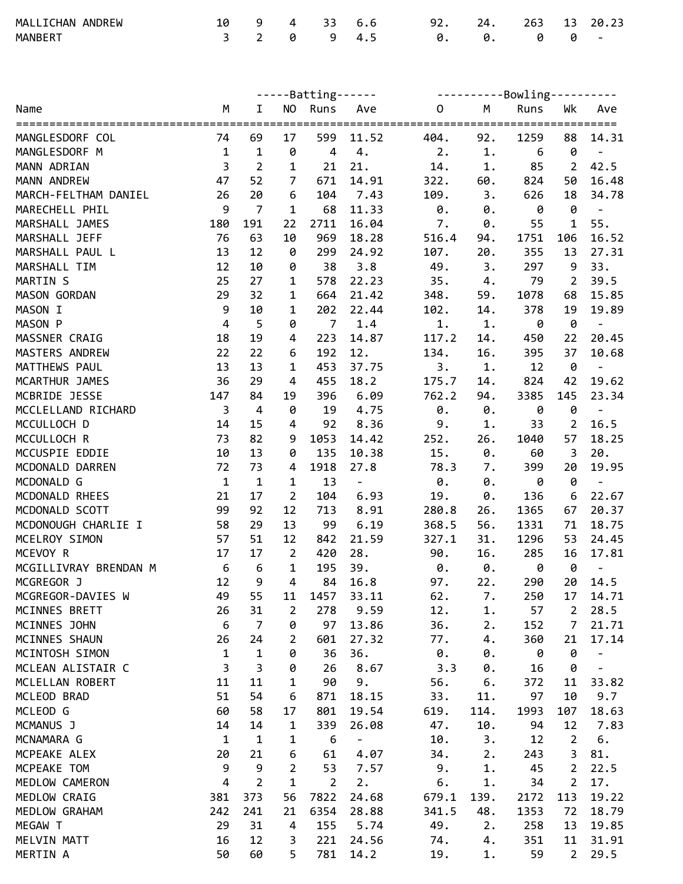| MALLICHAN ANDREW | 10 | 9 | 4 | 33 | 6.6 | 92. | 24. | 263 | 13 | 20.23 |
|---|---|---|---|---|---|---|---|---|---|---|
| MANBERT | 3 | 2 | 0 | 9 | 4.5 | 0. | 0. | 0 | 0 | - |

| | -----Batting------ | | | | | ----------Bowling---------- | | | | |
|---|---|---|---|---|---|---|---|---|---|---|
| Name | M | I | NO | Runs | Ave | O | M | Runs | Wk | Ave |
| MANGLESDORF COL | 74 | 69 | 17 | 599 | 11.52 | 404. | 92. | 1259 | 88 | 14.31 |
| MANGLESDORF M | 1 | 1 | 0 | 4 | 4. | 2. | 1. | 6 | 0 | - |
| MANN ADRIAN | 3 | 2 | 1 | 21 | 21. | 14. | 1. | 85 | 2 | 42.5 |
| MANN ANDREW | 47 | 52 | 7 | 671 | 14.91 | 322. | 60. | 824 | 50 | 16.48 |
| MARCH-FELTHAM DANIEL | 26 | 20 | 6 | 104 | 7.43 | 109. | 3. | 626 | 18 | 34.78 |
| MARECHELL PHIL | 9 | 7 | 1 | 68 | 11.33 | 0. | 0. | 0 | 0 | - |
| MARSHALL JAMES | 180 | 191 | 22 | 2711 | 16.04 | 7. | 0. | 55 | 1 | 55. |
| MARSHALL JEFF | 76 | 63 | 10 | 969 | 18.28 | 516.4 | 94. | 1751 | 106 | 16.52 |
| MARSHALL PAUL L | 13 | 12 | 0 | 299 | 24.92 | 107. | 20. | 355 | 13 | 27.31 |
| MARSHALL TIM | 12 | 10 | 0 | 38 | 3.8 | 49. | 3. | 297 | 9 | 33. |
| MARTIN S | 25 | 27 | 1 | 578 | 22.23 | 35. | 4. | 79 | 2 | 39.5 |
| MASON GORDAN | 29 | 32 | 1 | 664 | 21.42 | 348. | 59. | 1078 | 68 | 15.85 |
| MASON I | 9 | 10 | 1 | 202 | 22.44 | 102. | 14. | 378 | 19 | 19.89 |
| MASON P | 4 | 5 | 0 | 7 | 1.4 | 1. | 1. | 0 | 0 | - |
| MASSNER CRAIG | 18 | 19 | 4 | 223 | 14.87 | 117.2 | 14. | 450 | 22 | 20.45 |
| MASTERS ANDREW | 22 | 22 | 6 | 192 | 12. | 134. | 16. | 395 | 37 | 10.68 |
| MATTHEWS PAUL | 13 | 13 | 1 | 453 | 37.75 | 3. | 1. | 12 | 0 | - |
| MCARTHUR JAMES | 36 | 29 | 4 | 455 | 18.2 | 175.7 | 14. | 824 | 42 | 19.62 |
| MCBRIDE JESSE | 147 | 84 | 19 | 396 | 6.09 | 762.2 | 94. | 3385 | 145 | 23.34 |
| MCCLELLAND RICHARD | 3 | 4 | 0 | 19 | 4.75 | 0. | 0. | 0 | 0 | - |
| MCCULLOCH D | 14 | 15 | 4 | 92 | 8.36 | 9. | 1. | 33 | 2 | 16.5 |
| MCCULLOCH R | 73 | 82 | 9 | 1053 | 14.42 | 252. | 26. | 1040 | 57 | 18.25 |
| MCCUSPIE EDDIE | 10 | 13 | 0 | 135 | 10.38 | 15. | 0. | 60 | 3 | 20. |
| MCDONALD DARREN | 72 | 73 | 4 | 1918 | 27.8 | 78.3 | 7. | 399 | 20 | 19.95 |
| MCDONALD G | 1 | 1 | 1 | 13 | - | 0. | 0. | 0 | 0 | - |
| MCDONALD RHEES | 21 | 17 | 2 | 104 | 6.93 | 19. | 0. | 136 | 6 | 22.67 |
| MCDONALD SCOTT | 99 | 92 | 12 | 713 | 8.91 | 280.8 | 26. | 1365 | 67 | 20.37 |
| MCDONOUGH CHARLIE I | 58 | 29 | 13 | 99 | 6.19 | 368.5 | 56. | 1331 | 71 | 18.75 |
| MCELROY SIMON | 57 | 51 | 12 | 842 | 21.59 | 327.1 | 31. | 1296 | 53 | 24.45 |
| MCEVOY R | 17 | 17 | 2 | 420 | 28. | 90. | 16. | 285 | 16 | 17.81 |
| MCGILLIVRAY BRENDAN M | 6 | 6 | 1 | 195 | 39. | 0. | 0. | 0 | 0 | - |
| MCGREGOR J | 12 | 9 | 4 | 84 | 16.8 | 97. | 22. | 290 | 20 | 14.5 |
| MCGREGOR-DAVIES W | 49 | 55 | 11 | 1457 | 33.11 | 62. | 7. | 250 | 17 | 14.71 |
| MCINNES BRETT | 26 | 31 | 2 | 278 | 9.59 | 12. | 1. | 57 | 2 | 28.5 |
| MCINNES JOHN | 6 | 7 | 0 | 97 | 13.86 | 36. | 2. | 152 | 7 | 21.71 |
| MCINNES SHAUN | 26 | 24 | 2 | 601 | 27.32 | 77. | 4. | 360 | 21 | 17.14 |
| MCINTOSH SIMON | 1 | 1 | 0 | 36 | 36. | 0. | 0. | 0 | 0 | - |
| MCLEAN ALISTAIR C | 3 | 3 | 0 | 26 | 8.67 | 3.3 | 0. | 16 | 0 | - |
| MCLELLAN ROBERT | 11 | 11 | 1 | 90 | 9. | 56. | 6. | 372 | 11 | 33.82 |
| MCLEOD BRAD | 51 | 54 | 6 | 871 | 18.15 | 33. | 11. | 97 | 10 | 9.7 |
| MCLEOD G | 60 | 58 | 17 | 801 | 19.54 | 619. | 114. | 1993 | 107 | 18.63 |
| MCMANUS J | 14 | 14 | 1 | 339 | 26.08 | 47. | 10. | 94 | 12 | 7.83 |
| MCNAMARA G | 1 | 1 | 1 | 6 | - | 10. | 3. | 12 | 2 | 6. |
| MCPEAKE ALEX | 20 | 21 | 6 | 61 | 4.07 | 34. | 2. | 243 | 3 | 81. |
| MCPEAKE TOM | 9 | 9 | 2 | 53 | 7.57 | 9. | 1. | 45 | 2 | 22.5 |
| MEDLOW CAMERON | 4 | 2 | 1 | 2 | 2. | 6. | 1. | 34 | 2 | 17. |
| MEDLOW CRAIG | 381 | 373 | 56 | 7822 | 24.68 | 679.1 | 139. | 2172 | 113 | 19.22 |
| MEDLOW GRAHAM | 242 | 241 | 21 | 6354 | 28.88 | 341.5 | 48. | 1353 | 72 | 18.79 |
| MEGAW T | 29 | 31 | 4 | 155 | 5.74 | 49. | 2. | 258 | 13 | 19.85 |
| MELVIN MATT | 16 | 12 | 3 | 221 | 24.56 | 74. | 4. | 351 | 11 | 31.91 |
| MERTIN A | 50 | 60 | 5 | 781 | 14.2 | 19. | 1. | 59 | 2 | 29.5 |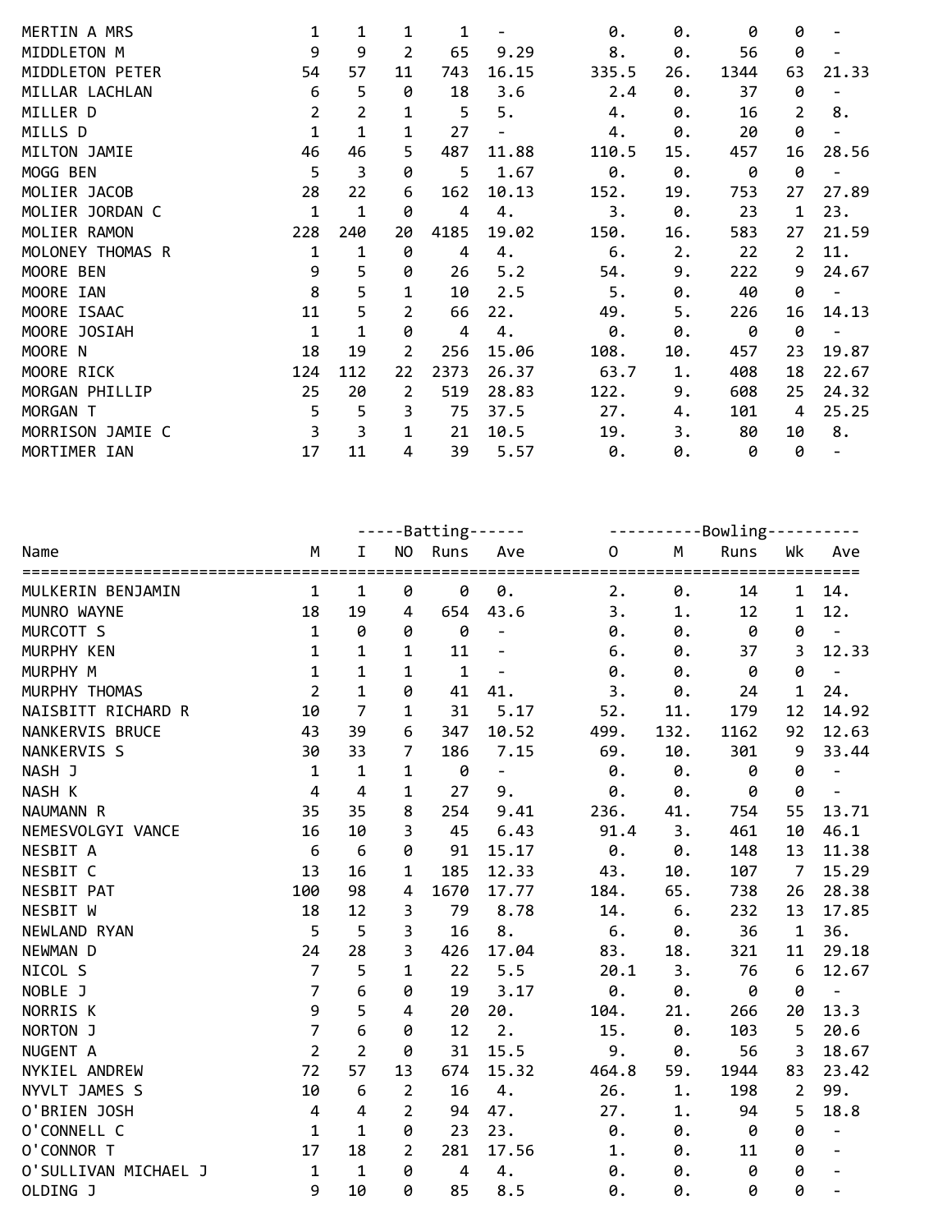| Name | M | I | NO | Runs | Ave | O | M | Runs | Wk | Ave |
|---|---|---|---|---|---|---|---|---|---|---|
| MERTIN A MRS | 1 | 1 | 1 | 1 | - | 0. | 0. | 0 | 0 | - |
| MIDDLETON M | 9 | 9 | 2 | 65 | 9.29 | 8. | 0. | 56 | 0 | - |
| MIDDLETON PETER | 54 | 57 | 11 | 743 | 16.15 | 335.5 | 26. | 1344 | 63 | 21.33 |
| MILLAR LACHLAN | 6 | 5 | 0 | 18 | 3.6 | 2.4 | 0. | 37 | 0 | - |
| MILLER D | 2 | 2 | 1 | 5 | 5. | 4. | 0. | 16 | 2 | 8. |
| MILLS D | 1 | 1 | 1 | 27 | - | 4. | 0. | 20 | 0 | - |
| MILTON JAMIE | 46 | 46 | 5 | 487 | 11.88 | 110.5 | 15. | 457 | 16 | 28.56 |
| MOGG BEN | 5 | 3 | 0 | 5 | 1.67 | 0. | 0. | 0 | 0 | - |
| MOLIER JACOB | 28 | 22 | 6 | 162 | 10.13 | 152. | 19. | 753 | 27 | 27.89 |
| MOLIER JORDAN C | 1 | 1 | 0 | 4 | 4. | 3. | 0. | 23 | 1 | 23. |
| MOLIER RAMON | 228 | 240 | 20 | 4185 | 19.02 | 150. | 16. | 583 | 27 | 21.59 |
| MOLONEY THOMAS R | 1 | 1 | 0 | 4 | 4. | 6. | 2. | 22 | 2 | 11. |
| MOORE BEN | 9 | 5 | 0 | 26 | 5.2 | 54. | 9. | 222 | 9 | 24.67 |
| MOORE IAN | 8 | 5 | 1 | 10 | 2.5 | 5. | 0. | 40 | 0 | - |
| MOORE ISAAC | 11 | 5 | 2 | 66 | 22. | 49. | 5. | 226 | 16 | 14.13 |
| MOORE JOSIAH | 1 | 1 | 0 | 4 | 4. | 0. | 0. | 0 | 0 | - |
| MOORE N | 18 | 19 | 2 | 256 | 15.06 | 108. | 10. | 457 | 23 | 19.87 |
| MOORE RICK | 124 | 112 | 22 | 2373 | 26.37 | 63.7 | 1. | 408 | 18 | 22.67 |
| MORGAN PHILLIP | 25 | 20 | 2 | 519 | 28.83 | 122. | 9. | 608 | 25 | 24.32 |
| MORGAN T | 5 | 5 | 3 | 75 | 37.5 | 27. | 4. | 101 | 4 | 25.25 |
| MORRISON JAMIE C | 3 | 3 | 1 | 21 | 10.5 | 19. | 3. | 80 | 10 | 8. |
| MORTIMER IAN | 17 | 11 | 4 | 39 | 5.57 | 0. | 0. | 0 | 0 | - |

| | | Batting | | | | Bowling | | | | |
|---|---|---|---|---|---|---|---|---|---|---|
| Name | M | I | NO | Runs | Ave | O | M | Runs | Wk | Ave |
| MULKERIN BENJAMIN | 1 | 1 | 0 | 0 | 0. | 2. | 0. | 14 | 1 | 14. |
| MUNRO WAYNE | 18 | 19 | 4 | 654 | 43.6 | 3. | 1. | 12 | 1 | 12. |
| MURCOTT S | 1 | 0 | 0 | 0 | - | 0. | 0. | 0 | 0 | - |
| MURPHY KEN | 1 | 1 | 1 | 11 | - | 6. | 0. | 37 | 3 | 12.33 |
| MURPHY M | 1 | 1 | 1 | 1 | - | 0. | 0. | 0 | 0 | - |
| MURPHY THOMAS | 2 | 1 | 0 | 41 | 41. | 3. | 0. | 24 | 1 | 24. |
| NAISBITT RICHARD R | 10 | 7 | 1 | 31 | 5.17 | 52. | 11. | 179 | 12 | 14.92 |
| NANKERVIS BRUCE | 43 | 39 | 6 | 347 | 10.52 | 499. | 132. | 1162 | 92 | 12.63 |
| NANKERVIS S | 30 | 33 | 7 | 186 | 7.15 | 69. | 10. | 301 | 9 | 33.44 |
| NASH J | 1 | 1 | 1 | 0 | - | 0. | 0. | 0 | 0 | - |
| NASH K | 4 | 4 | 1 | 27 | 9. | 0. | 0. | 0 | 0 | - |
| NAUMANN R | 35 | 35 | 8 | 254 | 9.41 | 236. | 41. | 754 | 55 | 13.71 |
| NEMESVOLGYI VANCE | 16 | 10 | 3 | 45 | 6.43 | 91.4 | 3. | 461 | 10 | 46.1 |
| NESBIT A | 6 | 6 | 0 | 91 | 15.17 | 0. | 0. | 148 | 13 | 11.38 |
| NESBIT C | 13 | 16 | 1 | 185 | 12.33 | 43. | 10. | 107 | 7 | 15.29 |
| NESBIT PAT | 100 | 98 | 4 | 1670 | 17.77 | 184. | 65. | 738 | 26 | 28.38 |
| NESBIT W | 18 | 12 | 3 | 79 | 8.78 | 14. | 6. | 232 | 13 | 17.85 |
| NEWLAND RYAN | 5 | 5 | 3 | 16 | 8. | 6. | 0. | 36 | 1 | 36. |
| NEWMAN D | 24 | 28 | 3 | 426 | 17.04 | 83. | 18. | 321 | 11 | 29.18 |
| NICOL S | 7 | 5 | 1 | 22 | 5.5 | 20.1 | 3. | 76 | 6 | 12.67 |
| NOBLE J | 7 | 6 | 0 | 19 | 3.17 | 0. | 0. | 0 | 0 | - |
| NORRIS K | 9 | 5 | 4 | 20 | 20. | 104. | 21. | 266 | 20 | 13.3 |
| NORTON J | 7 | 6 | 0 | 12 | 2. | 15. | 0. | 103 | 5 | 20.6 |
| NUGENT A | 2 | 2 | 0 | 31 | 15.5 | 9. | 0. | 56 | 3 | 18.67 |
| NYKIEL ANDREW | 72 | 57 | 13 | 674 | 15.32 | 464.8 | 59. | 1944 | 83 | 23.42 |
| NYVLT JAMES S | 10 | 6 | 2 | 16 | 4. | 26. | 1. | 198 | 2 | 99. |
| O'BRIEN JOSH | 4 | 4 | 2 | 94 | 47. | 27. | 1. | 94 | 5 | 18.8 |
| O'CONNELL C | 1 | 1 | 0 | 23 | 23. | 0. | 0. | 0 | 0 | - |
| O'CONNOR T | 17 | 18 | 2 | 281 | 17.56 | 1. | 0. | 11 | 0 | - |
| O'SULLIVAN MICHAEL J | 1 | 1 | 0 | 4 | 4. | 0. | 0. | 0 | 0 | - |
| OLDING J | 9 | 10 | 0 | 85 | 8.5 | 0. | 0. | 0 | 0 | - |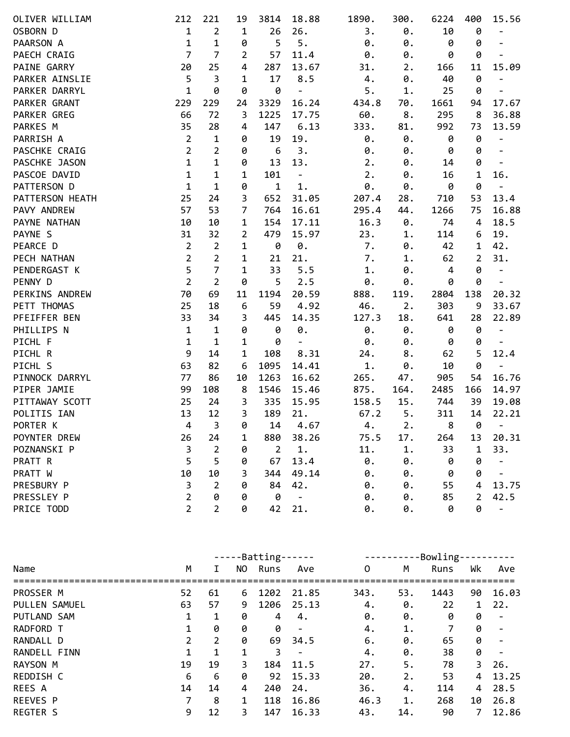| Name | M | I | NO | Runs | Ave | O | M | Runs | Wk | Ave |
|---|---|---|---|---|---|---|---|---|---|---|
| OLIVER WILLIAM | 212 | 221 | 19 | 3814 | 18.88 | 1890. | 300. | 6224 | 400 | 15.56 |
| OSBORN D | 1 | 2 | 1 | 26 | 26. | 3. | 0. | 10 | 0 | - |
| PAARSON A | 1 | 1 | 0 | 5 | 5. | 0. | 0. | 0 | 0 | - |
| PAECH CRAIG | 7 | 7 | 2 | 57 | 11.4 | 0. | 0. | 0 | 0 | - |
| PAINE GARRY | 20 | 25 | 4 | 287 | 13.67 | 31. | 2. | 166 | 11 | 15.09 |
| PARKER AINSLIE | 5 | 3 | 1 | 17 | 8.5 | 4. | 0. | 40 | 0 | - |
| PARKER DARRYL | 1 | 0 | 0 | 0 | - | 5. | 1. | 25 | 0 | - |
| PARKER GRANT | 229 | 229 | 24 | 3329 | 16.24 | 434.8 | 70. | 1661 | 94 | 17.67 |
| PARKER GREG | 66 | 72 | 3 | 1225 | 17.75 | 60. | 8. | 295 | 8 | 36.88 |
| PARKES M | 35 | 28 | 4 | 147 | 6.13 | 333. | 81. | 992 | 73 | 13.59 |
| PARRISH A | 2 | 1 | 0 | 19 | 19. | 0. | 0. | 0 | 0 | - |
| PASCHKE CRAIG | 2 | 2 | 0 | 6 | 3. | 0. | 0. | 0 | 0 | - |
| PASCHKE JASON | 1 | 1 | 0 | 13 | 13. | 2. | 0. | 14 | 0 | - |
| PASCOE DAVID | 1 | 1 | 1 | 101 | - | 2. | 0. | 16 | 1 | 16. |
| PATTERSON D | 1 | 1 | 0 | 1 | 1. | 0. | 0. | 0 | 0 | - |
| PATTERSON HEATH | 25 | 24 | 3 | 652 | 31.05 | 207.4 | 28. | 710 | 53 | 13.4 |
| PAVY ANDREW | 57 | 53 | 7 | 764 | 16.61 | 295.4 | 44. | 1266 | 75 | 16.88 |
| PAYNE NATHAN | 10 | 10 | 1 | 154 | 17.11 | 16.3 | 0. | 74 | 4 | 18.5 |
| PAYNE S | 31 | 32 | 2 | 479 | 15.97 | 23. | 1. | 114 | 6 | 19. |
| PEARCE D | 2 | 2 | 1 | 0 | 0. | 7. | 0. | 42 | 1 | 42. |
| PECH NATHAN | 2 | 2 | 1 | 21 | 21. | 7. | 1. | 62 | 2 | 31. |
| PENDERGAST K | 5 | 7 | 1 | 33 | 5.5 | 1. | 0. | 4 | 0 | - |
| PENNY D | 2 | 2 | 0 | 5 | 2.5 | 0. | 0. | 0 | 0 | - |
| PERKINS ANDREW | 70 | 69 | 11 | 1194 | 20.59 | 888. | 119. | 2804 | 138 | 20.32 |
| PETT THOMAS | 25 | 18 | 6 | 59 | 4.92 | 46. | 2. | 303 | 9 | 33.67 |
| PFEIFFER BEN | 33 | 34 | 3 | 445 | 14.35 | 127.3 | 18. | 641 | 28 | 22.89 |
| PHILLIPS N | 1 | 1 | 0 | 0 | 0. | 0. | 0. | 0 | 0 | - |
| PICHL F | 1 | 1 | 1 | 0 | - | 0. | 0. | 0 | 0 | - |
| PICHL R | 9 | 14 | 1 | 108 | 8.31 | 24. | 8. | 62 | 5 | 12.4 |
| PICHL S | 63 | 82 | 6 | 1095 | 14.41 | 1. | 0. | 10 | 0 | - |
| PINNOCK DARRYL | 77 | 86 | 10 | 1263 | 16.62 | 265. | 47. | 905 | 54 | 16.76 |
| PIPER JAMIE | 99 | 108 | 8 | 1546 | 15.46 | 875. | 164. | 2485 | 166 | 14.97 |
| PITTAWAY SCOTT | 25 | 24 | 3 | 335 | 15.95 | 158.5 | 15. | 744 | 39 | 19.08 |
| POLITIS IAN | 13 | 12 | 3 | 189 | 21. | 67.2 | 5. | 311 | 14 | 22.21 |
| PORTER K | 4 | 3 | 0 | 14 | 4.67 | 4. | 2. | 8 | 0 | - |
| POYNTER DREW | 26 | 24 | 1 | 880 | 38.26 | 75.5 | 17. | 264 | 13 | 20.31 |
| POZNANSKI P | 3 | 2 | 0 | 2 | 1. | 11. | 1. | 33 | 1 | 33. |
| PRATT R | 5 | 5 | 0 | 67 | 13.4 | 0. | 0. | 0 | 0 | - |
| PRATT W | 10 | 10 | 3 | 344 | 49.14 | 0. | 0. | 0 | 0 | - |
| PRESBURY P | 3 | 2 | 0 | 84 | 42. | 0. | 0. | 55 | 4 | 13.75 |
| PRESSLEY P | 2 | 0 | 0 | 0 | - | 0. | 0. | 85 | 2 | 42.5 |
| PRICE TODD | 2 | 2 | 0 | 42 | 21. | 0. | 0. | 0 | 0 | - |

| | | -----Batting------ | | | | ----------Bowling---------- | | | | |
|---|---|---|---|---|---|---|---|---|---|---|
| Name | M | I | NO | Runs | Ave | O | M | Runs | Wk | Ave |
| PROSSER M | 52 | 61 | 6 | 1202 | 21.85 | 343. | 53. | 1443 | 90 | 16.03 |
| PULLEN SAMUEL | 63 | 57 | 9 | 1206 | 25.13 | 4. | 0. | 22 | 1 | 22. |
| PUTLAND SAM | 1 | 1 | 0 | 4 | 4. | 0. | 0. | 0 | 0 | - |
| RADFORD T | 1 | 0 | 0 | 0 | - | 4. | 1. | 7 | 0 | - |
| RANDALL D | 2 | 2 | 0 | 69 | 34.5 | 6. | 0. | 65 | 0 | - |
| RANDELL FINN | 1 | 1 | 1 | 3 | - | 4. | 0. | 38 | 0 | - |
| RAYSON M | 19 | 19 | 3 | 184 | 11.5 | 27. | 5. | 78 | 3 | 26. |
| REDDISH C | 6 | 6 | 0 | 92 | 15.33 | 20. | 2. | 53 | 4 | 13.25 |
| REES A | 14 | 14 | 4 | 240 | 24. | 36. | 4. | 114 | 4 | 28.5 |
| REEVES P | 7 | 8 | 1 | 118 | 16.86 | 46.3 | 1. | 268 | 10 | 26.8 |
| REGTER S | 9 | 12 | 3 | 147 | 16.33 | 43. | 14. | 90 | 7 | 12.86 |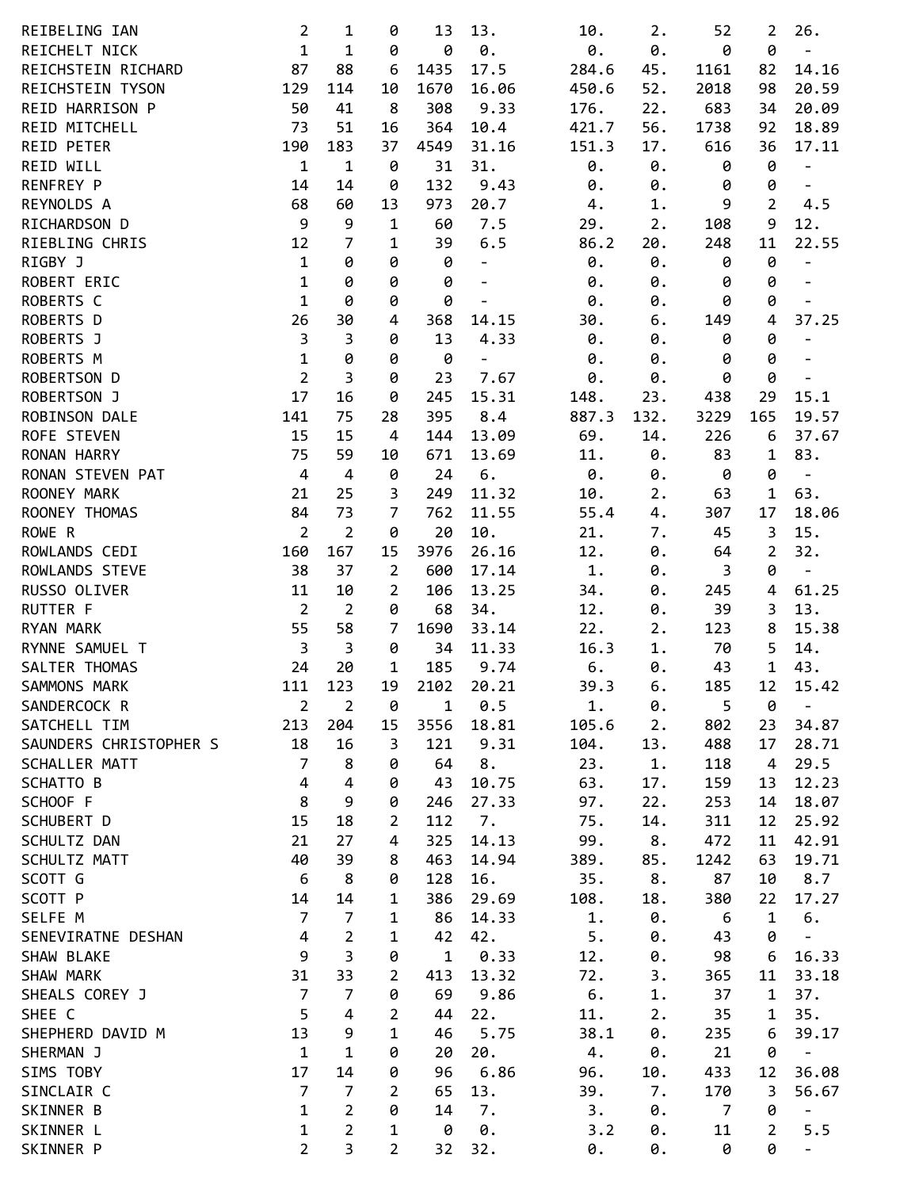| | | | | | | | | | | |
|---|---|---|---|---|---|---|---|---|---|---|
| REIBELING IAN | 2 | 1 | 0 | 13 | 13. | 10. | 2. | 52 | 2 | 26. |
| REICHELT NICK | 1 | 1 | 0 | 0 | 0. | 0. | 0. | 0 | 0 | - |
| REICHSTEIN RICHARD | 87 | 88 | 6 | 1435 | 17.5 | 284.6 | 45. | 1161 | 82 | 14.16 |
| REICHSTEIN TYSON | 129 | 114 | 10 | 1670 | 16.06 | 450.6 | 52. | 2018 | 98 | 20.59 |
| REID HARRISON P | 50 | 41 | 8 | 308 | 9.33 | 176. | 22. | 683 | 34 | 20.09 |
| REID MITCHELL | 73 | 51 | 16 | 364 | 10.4 | 421.7 | 56. | 1738 | 92 | 18.89 |
| REID PETER | 190 | 183 | 37 | 4549 | 31.16 | 151.3 | 17. | 616 | 36 | 17.11 |
| REID WILL | 1 | 1 | 0 | 31 | 31. | 0. | 0. | 0 | 0 | - |
| RENFREY P | 14 | 14 | 0 | 132 | 9.43 | 0. | 0. | 0 | 0 | - |
| REYNOLDS A | 68 | 60 | 13 | 973 | 20.7 | 4. | 1. | 9 | 2 | 4.5 |
| RICHARDSON D | 9 | 9 | 1 | 60 | 7.5 | 29. | 2. | 108 | 9 | 12. |
| RIEBLING CHRIS | 12 | 7 | 1 | 39 | 6.5 | 86.2 | 20. | 248 | 11 | 22.55 |
| RIGBY J | 1 | 0 | 0 | 0 | - | 0. | 0. | 0 | 0 | - |
| ROBERT ERIC | 1 | 0 | 0 | 0 | - | 0. | 0. | 0 | 0 | - |
| ROBERTS C | 1 | 0 | 0 | 0 | - | 0. | 0. | 0 | 0 | - |
| ROBERTS D | 26 | 30 | 4 | 368 | 14.15 | 30. | 6. | 149 | 4 | 37.25 |
| ROBERTS J | 3 | 3 | 0 | 13 | 4.33 | 0. | 0. | 0 | 0 | - |
| ROBERTS M | 1 | 0 | 0 | 0 | - | 0. | 0. | 0 | 0 | - |
| ROBERTSON D | 2 | 3 | 0 | 23 | 7.67 | 0. | 0. | 0 | 0 | - |
| ROBERTSON J | 17 | 16 | 0 | 245 | 15.31 | 148. | 23. | 438 | 29 | 15.1 |
| ROBINSON DALE | 141 | 75 | 28 | 395 | 8.4 | 887.3 | 132. | 3229 | 165 | 19.57 |
| ROFE STEVEN | 15 | 15 | 4 | 144 | 13.09 | 69. | 14. | 226 | 6 | 37.67 |
| RONAN HARRY | 75 | 59 | 10 | 671 | 13.69 | 11. | 0. | 83 | 1 | 83. |
| RONAN STEVEN PAT | 4 | 4 | 0 | 24 | 6. | 0. | 0. | 0 | 0 | - |
| ROONEY MARK | 21 | 25 | 3 | 249 | 11.32 | 10. | 2. | 63 | 1 | 63. |
| ROONEY THOMAS | 84 | 73 | 7 | 762 | 11.55 | 55.4 | 4. | 307 | 17 | 18.06 |
| ROWE R | 2 | 2 | 0 | 20 | 10. | 21. | 7. | 45 | 3 | 15. |
| ROWLANDS CEDI | 160 | 167 | 15 | 3976 | 26.16 | 12. | 0. | 64 | 2 | 32. |
| ROWLANDS STEVE | 38 | 37 | 2 | 600 | 17.14 | 1. | 0. | 3 | 0 | - |
| RUSSO OLIVER | 11 | 10 | 2 | 106 | 13.25 | 34. | 0. | 245 | 4 | 61.25 |
| RUTTER F | 2 | 2 | 0 | 68 | 34. | 12. | 0. | 39 | 3 | 13. |
| RYAN MARK | 55 | 58 | 7 | 1690 | 33.14 | 22. | 2. | 123 | 8 | 15.38 |
| RYNNE SAMUEL T | 3 | 3 | 0 | 34 | 11.33 | 16.3 | 1. | 70 | 5 | 14. |
| SALTER THOMAS | 24 | 20 | 1 | 185 | 9.74 | 6. | 0. | 43 | 1 | 43. |
| SAMMONS MARK | 111 | 123 | 19 | 2102 | 20.21 | 39.3 | 6. | 185 | 12 | 15.42 |
| SANDERCOCK R | 2 | 2 | 0 | 1 | 0.5 | 1. | 0. | 5 | 0 | - |
| SATCHELL TIM | 213 | 204 | 15 | 3556 | 18.81 | 105.6 | 2. | 802 | 23 | 34.87 |
| SAUNDERS CHRISTOPHER S | 18 | 16 | 3 | 121 | 9.31 | 104. | 13. | 488 | 17 | 28.71 |
| SCHALLER MATT | 7 | 8 | 0 | 64 | 8. | 23. | 1. | 118 | 4 | 29.5 |
| SCHATTO B | 4 | 4 | 0 | 43 | 10.75 | 63. | 17. | 159 | 13 | 12.23 |
| SCHOOF F | 8 | 9 | 0 | 246 | 27.33 | 97. | 22. | 253 | 14 | 18.07 |
| SCHUBERT D | 15 | 18 | 2 | 112 | 7. | 75. | 14. | 311 | 12 | 25.92 |
| SCHULTZ DAN | 21 | 27 | 4 | 325 | 14.13 | 99. | 8. | 472 | 11 | 42.91 |
| SCHULTZ MATT | 40 | 39 | 8 | 463 | 14.94 | 389. | 85. | 1242 | 63 | 19.71 |
| SCOTT G | 6 | 8 | 0 | 128 | 16. | 35. | 8. | 87 | 10 | 8.7 |
| SCOTT P | 14 | 14 | 1 | 386 | 29.69 | 108. | 18. | 380 | 22 | 17.27 |
| SELFE M | 7 | 7 | 1 | 86 | 14.33 | 1. | 0. | 6 | 1 | 6. |
| SENEVIRATNE DESHAN | 4 | 2 | 1 | 42 | 42. | 5. | 0. | 43 | 0 | - |
| SHAW BLAKE | 9 | 3 | 0 | 1 | 0.33 | 12. | 0. | 98 | 6 | 16.33 |
| SHAW MARK | 31 | 33 | 2 | 413 | 13.32 | 72. | 3. | 365 | 11 | 33.18 |
| SHEALS COREY J | 7 | 7 | 0 | 69 | 9.86 | 6. | 1. | 37 | 1 | 37. |
| SHEE C | 5 | 4 | 2 | 44 | 22. | 11. | 2. | 35 | 1 | 35. |
| SHEPHERD DAVID M | 13 | 9 | 1 | 46 | 5.75 | 38.1 | 0. | 235 | 6 | 39.17 |
| SHERMAN J | 1 | 1 | 0 | 20 | 20. | 4. | 0. | 21 | 0 | - |
| SIMS TOBY | 17 | 14 | 0 | 96 | 6.86 | 96. | 10. | 433 | 12 | 36.08 |
| SINCLAIR C | 7 | 7 | 2 | 65 | 13. | 39. | 7. | 170 | 3 | 56.67 |
| SKINNER B | 1 | 2 | 0 | 14 | 7. | 3. | 0. | 7 | 0 | - |
| SKINNER L | 1 | 2 | 1 | 0 | 0. | 3.2 | 0. | 11 | 2 | 5.5 |
| SKINNER P | 2 | 3 | 2 | 32 | 32. | 0. | 0. | 0 | 0 | - |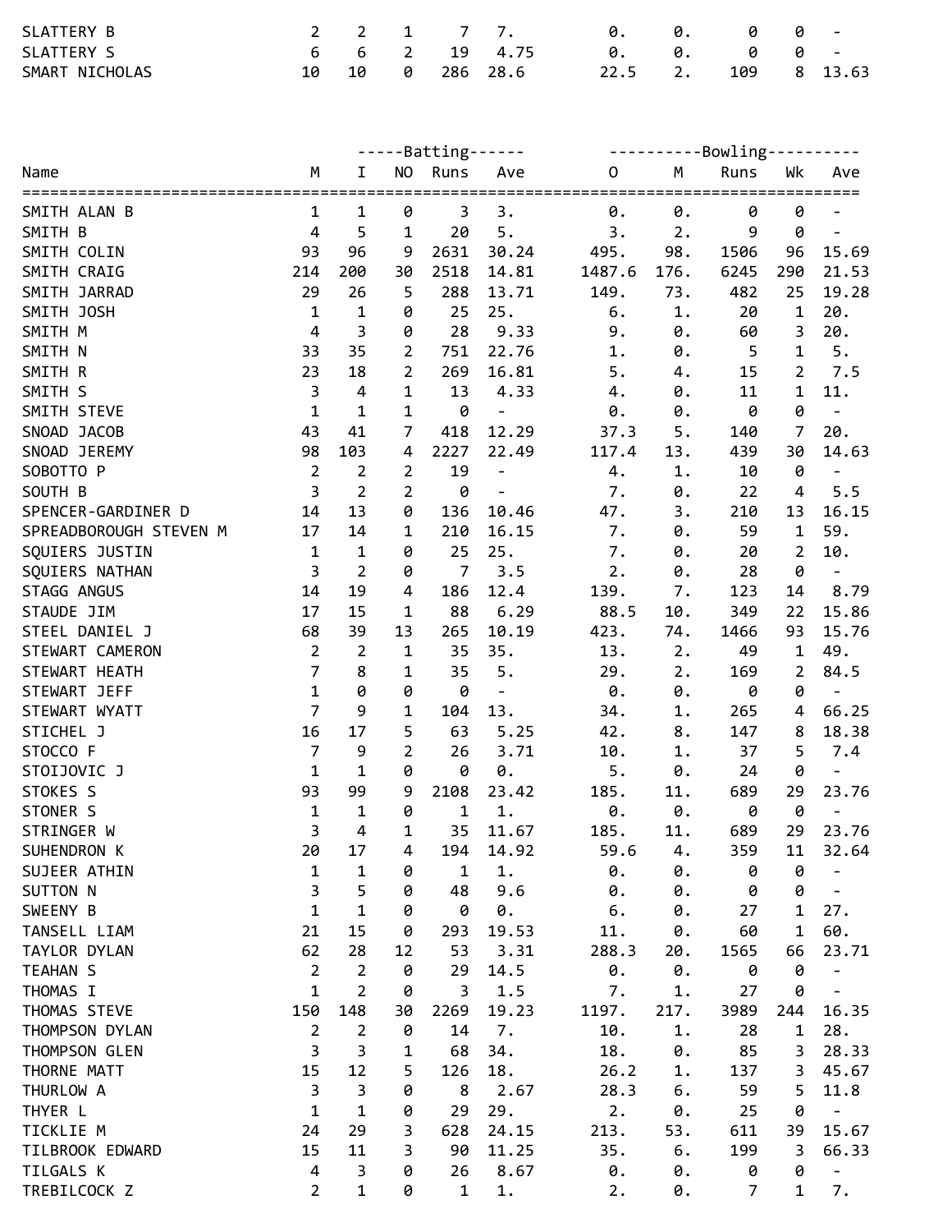| Name | M | I | NO | Runs | Ave | O | M | Runs | Wk | Ave |
|---|---|---|---|---|---|---|---|---|---|---|
| SLATTERY B | 2 | 2 | 1 | 7 | 7. | 0. | 0. | 0 | 0 | - |
| SLATTERY S | 6 | 6 | 2 | 19 | 4.75 | 0. | 0. | 0 | 0 | - |
| SMART NICHOLAS | 10 | 10 | 0 | 286 | 28.6 | 22.5 | 2. | 109 | 8 | 13.63 |

| Name | -----Batting------ | | | | | ----------Bowling---------- | | | | |
|---|---|---|---|---|---|---|---|---|---|---|
| | M | I | NO | Runs | Ave | O | M | Runs | Wk | Ave |
| SMITH ALAN B | 1 | 1 | 0 | 3 | 3. | 0. | 0. | 0 | 0 | - |
| SMITH B | 4 | 5 | 1 | 20 | 5. | 3. | 2. | 9 | 0 | - |
| SMITH COLIN | 93 | 96 | 9 | 2631 | 30.24 | 495. | 98. | 1506 | 96 | 15.69 |
| SMITH CRAIG | 214 | 200 | 30 | 2518 | 14.81 | 1487.6 | 176. | 6245 | 290 | 21.53 |
| SMITH JARRAD | 29 | 26 | 5 | 288 | 13.71 | 149. | 73. | 482 | 25 | 19.28 |
| SMITH JOSH | 1 | 1 | 0 | 25 | 25. | 6. | 1. | 20 | 1 | 20. |
| SMITH M | 4 | 3 | 0 | 28 | 9.33 | 9. | 0. | 60 | 3 | 20. |
| SMITH N | 33 | 35 | 2 | 751 | 22.76 | 1. | 0. | 5 | 1 | 5. |
| SMITH R | 23 | 18 | 2 | 269 | 16.81 | 5. | 4. | 15 | 2 | 7.5 |
| SMITH S | 3 | 4 | 1 | 13 | 4.33 | 4. | 0. | 11 | 1 | 11. |
| SMITH STEVE | 1 | 1 | 1 | 0 | - | 0. | 0. | 0 | 0 | - |
| SNOAD JACOB | 43 | 41 | 7 | 418 | 12.29 | 37.3 | 5. | 140 | 7 | 20. |
| SNOAD JEREMY | 98 | 103 | 4 | 2227 | 22.49 | 117.4 | 13. | 439 | 30 | 14.63 |
| SOBOTTO P | 2 | 2 | 2 | 19 | - | 4. | 1. | 10 | 0 | - |
| SOUTH B | 3 | 2 | 2 | 0 | - | 7. | 0. | 22 | 4 | 5.5 |
| SPENCER-GARDINER D | 14 | 13 | 0 | 136 | 10.46 | 47. | 3. | 210 | 13 | 16.15 |
| SPREADBOROUGH STEVEN M | 17 | 14 | 1 | 210 | 16.15 | 7. | 0. | 59 | 1 | 59. |
| SQUIERS JUSTIN | 1 | 1 | 0 | 25 | 25. | 7. | 0. | 20 | 2 | 10. |
| SQUIERS NATHAN | 3 | 2 | 0 | 7 | 3.5 | 2. | 0. | 28 | 0 | - |
| STAGG ANGUS | 14 | 19 | 4 | 186 | 12.4 | 139. | 7. | 123 | 14 | 8.79 |
| STAUDE JIM | 17 | 15 | 1 | 88 | 6.29 | 88.5 | 10. | 349 | 22 | 15.86 |
| STEEL DANIEL J | 68 | 39 | 13 | 265 | 10.19 | 423. | 74. | 1466 | 93 | 15.76 |
| STEWART CAMERON | 2 | 2 | 1 | 35 | 35. | 13. | 2. | 49 | 1 | 49. |
| STEWART HEATH | 7 | 8 | 1 | 35 | 5. | 29. | 2. | 169 | 2 | 84.5 |
| STEWART JEFF | 1 | 0 | 0 | 0 | - | 0. | 0. | 0 | 0 | - |
| STEWART WYATT | 7 | 9 | 1 | 104 | 13. | 34. | 1. | 265 | 4 | 66.25 |
| STICHEL J | 16 | 17 | 5 | 63 | 5.25 | 42. | 8. | 147 | 8 | 18.38 |
| STOCCO F | 7 | 9 | 2 | 26 | 3.71 | 10. | 1. | 37 | 5 | 7.4 |
| STOIJOVIC J | 1 | 1 | 0 | 0 | 0. | 5. | 0. | 24 | 0 | - |
| STOKES S | 93 | 99 | 9 | 2108 | 23.42 | 185. | 11. | 689 | 29 | 23.76 |
| STONER S | 1 | 1 | 0 | 1 | 1. | 0. | 0. | 0 | 0 | - |
| STRINGER W | 3 | 4 | 1 | 35 | 11.67 | 185. | 11. | 689 | 29 | 23.76 |
| SUHENDRON K | 20 | 17 | 4 | 194 | 14.92 | 59.6 | 4. | 359 | 11 | 32.64 |
| SUJEER ATHIN | 1 | 1 | 0 | 1 | 1. | 0. | 0. | 0 | 0 | - |
| SUTTON N | 3 | 5 | 0 | 48 | 9.6 | 0. | 0. | 0 | 0 | - |
| SWEENY B | 1 | 1 | 0 | 0 | 0. | 6. | 0. | 27 | 1 | 27. |
| TANSELL LIAM | 21 | 15 | 0 | 293 | 19.53 | 11. | 0. | 60 | 1 | 60. |
| TAYLOR DYLAN | 62 | 28 | 12 | 53 | 3.31 | 288.3 | 20. | 1565 | 66 | 23.71 |
| TEAHAN S | 2 | 2 | 0 | 29 | 14.5 | 0. | 0. | 0 | 0 | - |
| THOMAS I | 1 | 2 | 0 | 3 | 1.5 | 7. | 1. | 27 | 0 | - |
| THOMAS STEVE | 150 | 148 | 30 | 2269 | 19.23 | 1197. | 217. | 3989 | 244 | 16.35 |
| THOMPSON DYLAN | 2 | 2 | 0 | 14 | 7. | 10. | 1. | 28 | 1 | 28. |
| THOMPSON GLEN | 3 | 3 | 1 | 68 | 34. | 18. | 0. | 85 | 3 | 28.33 |
| THORNE MATT | 15 | 12 | 5 | 126 | 18. | 26.2 | 1. | 137 | 3 | 45.67 |
| THURLOW A | 3 | 3 | 0 | 8 | 2.67 | 28.3 | 6. | 59 | 5 | 11.8 |
| THYER L | 1 | 1 | 0 | 29 | 29. | 2. | 0. | 25 | 0 | - |
| TICKLIE M | 24 | 29 | 3 | 628 | 24.15 | 213. | 53. | 611 | 39 | 15.67 |
| TILBROOK EDWARD | 15 | 11 | 3 | 90 | 11.25 | 35. | 6. | 199 | 3 | 66.33 |
| TILGALS K | 4 | 3 | 0 | 26 | 8.67 | 0. | 0. | 0 | 0 | - |
| TREBILCOCK Z | 2 | 1 | 0 | 1 | 1. | 2. | 0. | 7 | 1 | 7. |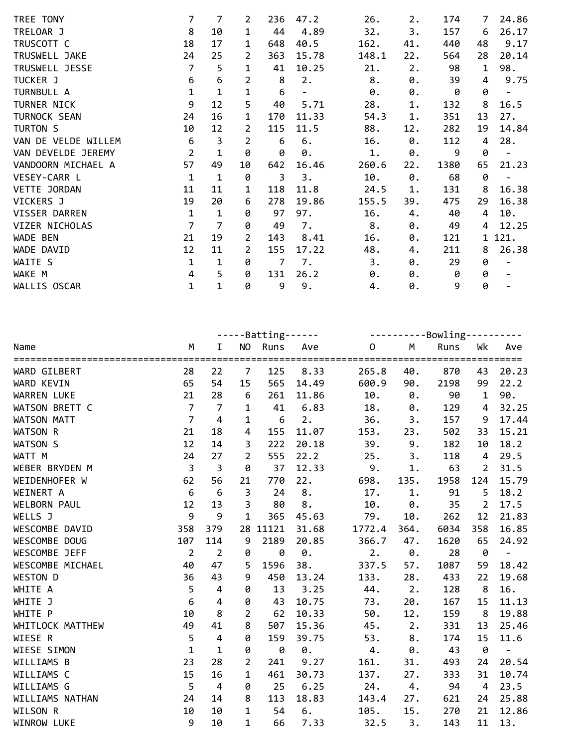| Name | M | I | NO | Runs | Ave | O | M | Runs | Wk | Ave |
|---|---|---|---|---|---|---|---|---|---|---|
| TREE TONY | 7 | 7 | 2 | 236 | 47.2 | 26. | 2. | 174 | 7 | 24.86 |
| TRELOAR J | 8 | 10 | 1 | 44 | 4.89 | 32. | 3. | 157 | 6 | 26.17 |
| TRUSCOTT C | 18 | 17 | 1 | 648 | 40.5 | 162. | 41. | 440 | 48 | 9.17 |
| TRUSWELL JAKE | 24 | 25 | 2 | 363 | 15.78 | 148.1 | 22. | 564 | 28 | 20.14 |
| TRUSWELL JESSE | 7 | 5 | 1 | 41 | 10.25 | 21. | 2. | 98 | 1 | 98. |
| TUCKER J | 6 | 6 | 2 | 8 | 2. | 8. | 0. | 39 | 4 | 9.75 |
| TURNBULL A | 1 | 1 | 1 | 6 | - | 0. | 0. | 0 | 0 | - |
| TURNER NICK | 9 | 12 | 5 | 40 | 5.71 | 28. | 1. | 132 | 8 | 16.5 |
| TURNOCK SEAN | 24 | 16 | 1 | 170 | 11.33 | 54.3 | 1. | 351 | 13 | 27. |
| TURTON S | 10 | 12 | 2 | 115 | 11.5 | 88. | 12. | 282 | 19 | 14.84 |
| VAN DE VELDE WILLEM | 6 | 3 | 2 | 6 | 6. | 16. | 0. | 112 | 4 | 28. |
| VAN DEVELDE JEREMY | 2 | 1 | 0 | 0 | 0. | 1. | 0. | 9 | 0 | - |
| VANDOORN MICHAEL A | 57 | 49 | 10 | 642 | 16.46 | 260.6 | 22. | 1380 | 65 | 21.23 |
| VESEY-CARR L | 1 | 1 | 0 | 3 | 3. | 10. | 0. | 68 | 0 | - |
| VETTE JORDAN | 11 | 11 | 1 | 118 | 11.8 | 24.5 | 1. | 131 | 8 | 16.38 |
| VICKERS J | 19 | 20 | 6 | 278 | 19.86 | 155.5 | 39. | 475 | 29 | 16.38 |
| VISSER DARREN | 1 | 1 | 0 | 97 | 97. | 16. | 4. | 40 | 4 | 10. |
| VIZER NICHOLAS | 7 | 7 | 0 | 49 | 7. | 8. | 0. | 49 | 4 | 12.25 |
| WADE BEN | 21 | 19 | 2 | 143 | 8.41 | 16. | 0. | 121 | 1 | 121. |
| WADE DAVID | 12 | 11 | 2 | 155 | 17.22 | 48. | 4. | 211 | 8 | 26.38 |
| WAITE S | 1 | 1 | 0 | 7 | 7. | 3. | 0. | 29 | 0 | - |
| WAKE M | 4 | 5 | 0 | 131 | 26.2 | 0. | 0. | 0 | 0 | - |
| WALLIS OSCAR | 1 | 1 | 0 | 9 | 9. | 4. | 0. | 9 | 0 | - |

| | | Batting | | | | Bowling | | | | |
|---|---|---|---|---|---|---|---|---|---|---|
| Name | M | I | NO | Runs | Ave | O | M | Runs | Wk | Ave |
| WARD GILBERT | 28 | 22 | 7 | 125 | 8.33 | 265.8 | 40. | 870 | 43 | 20.23 |
| WARD KEVIN | 65 | 54 | 15 | 565 | 14.49 | 600.9 | 90. | 2198 | 99 | 22.2 |
| WARREN LUKE | 21 | 28 | 6 | 261 | 11.86 | 10. | 0. | 90 | 1 | 90. |
| WATSON BRETT C | 7 | 7 | 1 | 41 | 6.83 | 18. | 0. | 129 | 4 | 32.25 |
| WATSON MATT | 7 | 4 | 1 | 6 | 2. | 36. | 3. | 157 | 9 | 17.44 |
| WATSON R | 21 | 18 | 4 | 155 | 11.07 | 153. | 23. | 502 | 33 | 15.21 |
| WATSON S | 12 | 14 | 3 | 222 | 20.18 | 39. | 9. | 182 | 10 | 18.2 |
| WATT M | 24 | 27 | 2 | 555 | 22.2 | 25. | 3. | 118 | 4 | 29.5 |
| WEBER BRYDEN M | 3 | 3 | 0 | 37 | 12.33 | 9. | 1. | 63 | 2 | 31.5 |
| WEIDENHOFER W | 62 | 56 | 21 | 770 | 22. | 698. | 135. | 1958 | 124 | 15.79 |
| WEINERT A | 6 | 6 | 3 | 24 | 8. | 17. | 1. | 91 | 5 | 18.2 |
| WELBORN PAUL | 12 | 13 | 3 | 80 | 8. | 10. | 0. | 35 | 2 | 17.5 |
| WELLS J | 9 | 9 | 1 | 365 | 45.63 | 79. | 10. | 262 | 12 | 21.83 |
| WESCOMBE DAVID | 358 | 379 | 28 | 11121 | 31.68 | 1772.4 | 364. | 6034 | 358 | 16.85 |
| WESCOMBE DOUG | 107 | 114 | 9 | 2189 | 20.85 | 366.7 | 47. | 1620 | 65 | 24.92 |
| WESCOMBE JEFF | 2 | 2 | 0 | 0 | 0. | 2. | 0. | 28 | 0 | - |
| WESCOMBE MICHAEL | 40 | 47 | 5 | 1596 | 38. | 337.5 | 57. | 1087 | 59 | 18.42 |
| WESTON D | 36 | 43 | 9 | 450 | 13.24 | 133. | 28. | 433 | 22 | 19.68 |
| WHITE A | 5 | 4 | 0 | 13 | 3.25 | 44. | 2. | 128 | 8 | 16. |
| WHITE J | 6 | 4 | 0 | 43 | 10.75 | 73. | 20. | 167 | 15 | 11.13 |
| WHITE P | 10 | 8 | 2 | 62 | 10.33 | 50. | 12. | 159 | 8 | 19.88 |
| WHITLOCK MATTHEW | 49 | 41 | 8 | 507 | 15.36 | 45. | 2. | 331 | 13 | 25.46 |
| WIESE R | 5 | 4 | 0 | 159 | 39.75 | 53. | 8. | 174 | 15 | 11.6 |
| WIESE SIMON | 1 | 1 | 0 | 0 | 0. | 4. | 0. | 43 | 0 | - |
| WILLIAMS B | 23 | 28 | 2 | 241 | 9.27 | 161. | 31. | 493 | 24 | 20.54 |
| WILLIAMS C | 15 | 16 | 1 | 461 | 30.73 | 137. | 27. | 333 | 31 | 10.74 |
| WILLIAMS G | 5 | 4 | 0 | 25 | 6.25 | 24. | 4. | 94 | 4 | 23.5 |
| WILLIAMS NATHAN | 24 | 14 | 8 | 113 | 18.83 | 143.4 | 27. | 621 | 24 | 25.88 |
| WILSON R | 10 | 10 | 1 | 54 | 6. | 105. | 15. | 270 | 21 | 12.86 |
| WINROW LUKE | 9 | 10 | 1 | 66 | 7.33 | 32.5 | 3. | 143 | 11 | 13. |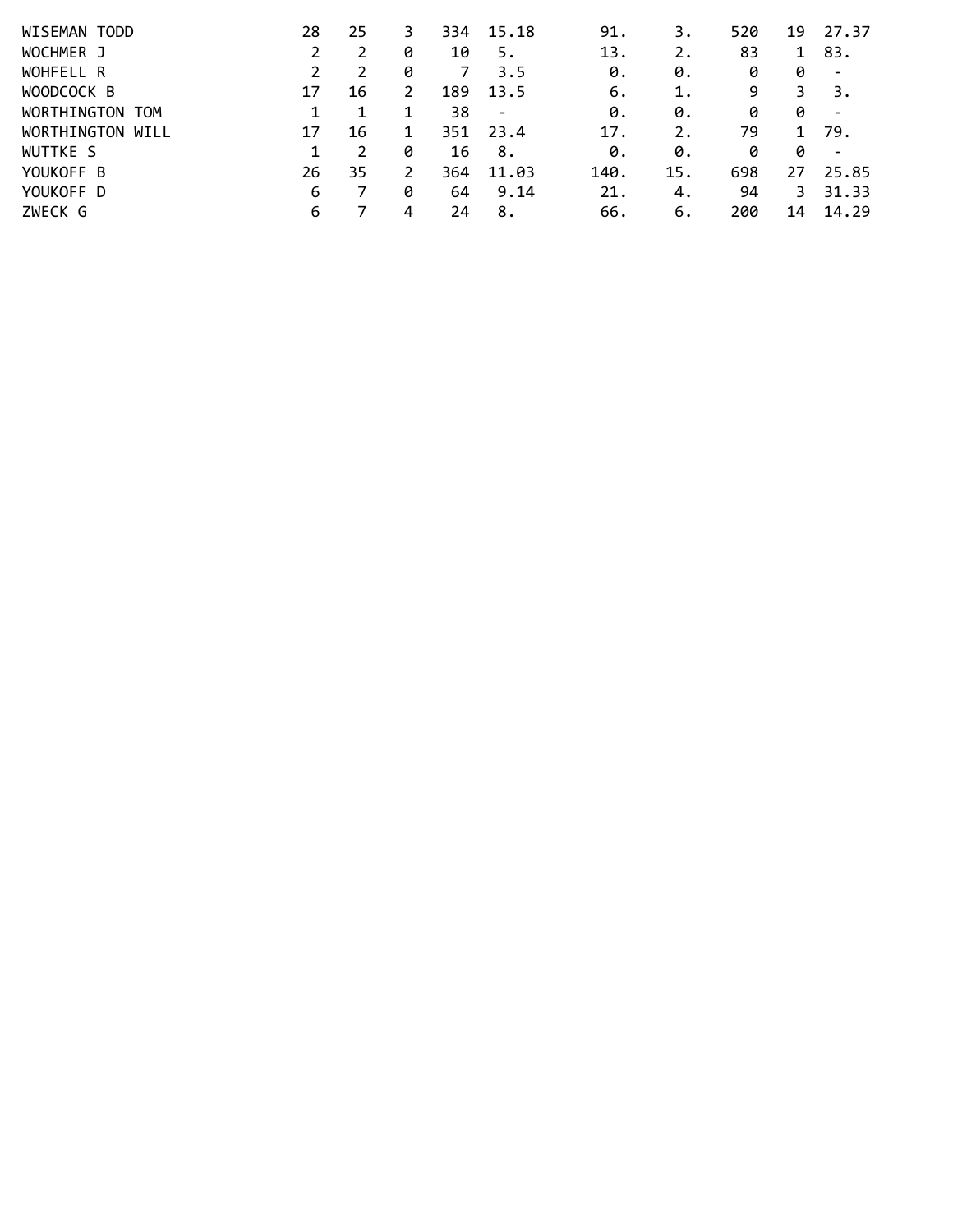| | | | | | | | | | | |
|---|---|---|---|---|---|---|---|---|---|---|
| WISEMAN TODD | 28 | 25 | 3 | 334 | 15.18 | 91. | 3. | 520 | 19 | 27.37 |
| WOCHMER J | 2 | 2 | 0 | 10 | 5. | 13. | 2. | 83 | 1 | 83. |
| WOHFELL R | 2 | 2 | 0 | 7 | 3.5 | 0. | 0. | 0 | 0 | - |
| WOODCOCK B | 17 | 16 | 2 | 189 | 13.5 | 6. | 1. | 9 | 3 | 3. |
| WORTHINGTON TOM | 1 | 1 | 1 | 38 | - | 0. | 0. | 0 | 0 | - |
| WORTHINGTON WILL | 17 | 16 | 1 | 351 | 23.4 | 17. | 2. | 79 | 1 | 79. |
| WUTTKE S | 1 | 2 | 0 | 16 | 8. | 0. | 0. | 0 | 0 | - |
| YOUKOFF B | 26 | 35 | 2 | 364 | 11.03 | 140. | 15. | 698 | 27 | 25.85 |
| YOUKOFF D | 6 | 7 | 0 | 64 | 9.14 | 21. | 4. | 94 | 3 | 31.33 |
| ZWECK G | 6 | 7 | 4 | 24 | 8. | 66. | 6. | 200 | 14 | 14.29 |